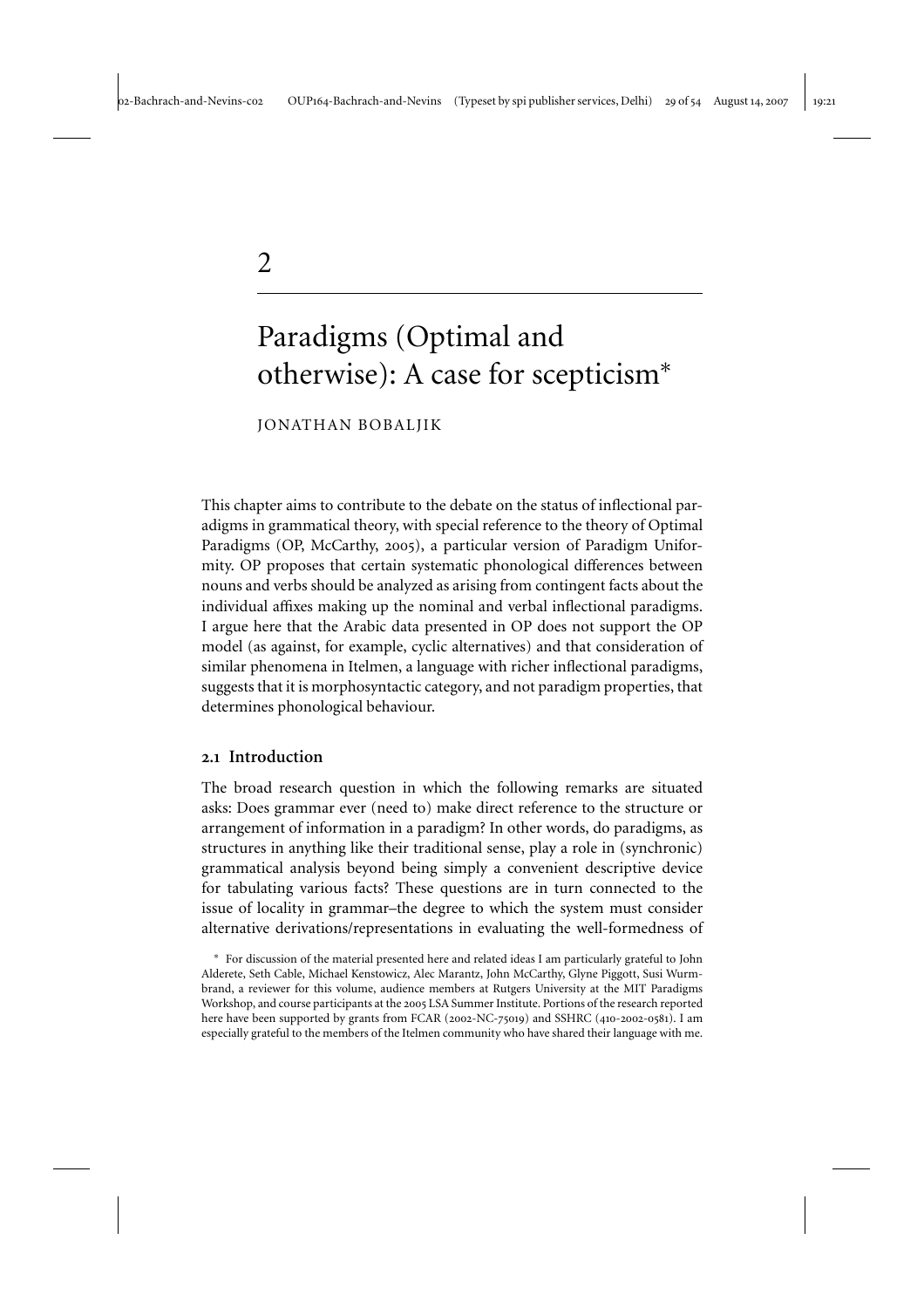# 2

# Paradigms (Optimal and otherwise): A case for scepticism*

JONATHAN BOBALJIK

This chapter aims to contribute to the debate on the status of inflectional paradigms in grammatical theory, with special reference to the theory of Optimal Paradigms (OP, McCarthy, 2005), a particular version of Paradigm Uniformity. OP proposes that certain systematic phonological differences between nouns and verbs should be analyzed as arising from contingent facts about the individual affixes making up the nominal and verbal inflectional paradigms. I argue here that the Arabic data presented in OP does not support the OP model (as against, for example, cyclic alternatives) and that consideration of similar phenomena in Itelmen, a language with richer inflectional paradigms, suggests that it is morphosyntactic category, and not paradigm properties, that determines phonological behaviour.

## 2.1 Introduction

The broad research question in which the following remarks are situated asks: Does grammar ever (need to) make direct reference to the structure or arrangement of information in a paradigm? In other words, do paradigms, as structures in anything like their traditional sense, play a role in (synchronic) grammatical analysis beyond being simply a convenient descriptive device for tabulating various facts? These questions are in turn connected to the issue of locality in grammar–the degree to which the system must consider alternative derivations/representations in evaluating the well-formedness of

\* For discussion of the material presented here and related ideas I am particularly grateful to John Alderete, Seth Cable, Michael Kenstowicz, Alec Marantz, John McCarthy, Glyne Piggott, Susi Wurmbrand, a reviewer for this volume, audience members at Rutgers University at the MIT Paradigms Workshop, and course participants at the 2005 LSA Summer Institute. Portions of the research reported here have been supported by grants from FCAR (2002-NC-75019) and SSHRC (410-2002-0581). I am especially grateful to the members of the Itelmen community who have shared their language with me.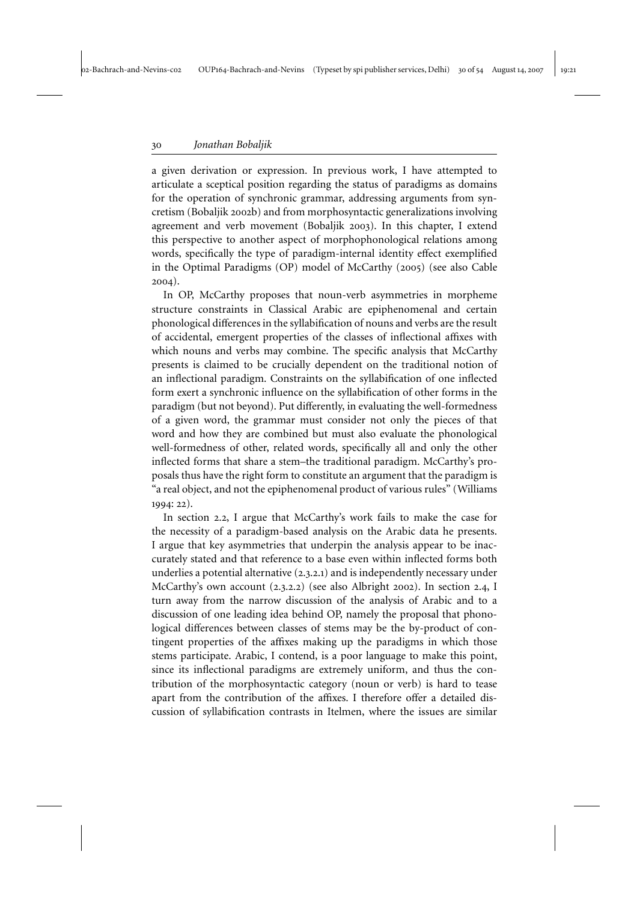a given derivation or expression. In previous work, I have attempted to articulate a sceptical position regarding the status of paradigms as domains for the operation of synchronic grammar, addressing arguments from syncretism (Bobaljik 2002b) and from morphosyntactic generalizations involving agreement and verb movement (Bobaljik 2003). In this chapter, I extend this perspective to another aspect of morphophonological relations among words, specifically the type of paradigm-internal identity effect exemplified in the Optimal Paradigms (OP) model of McCarthy (2005) (see also Cable 2004).

In OP, McCarthy proposes that noun-verb asymmetries in morpheme structure constraints in Classical Arabic are epiphenomenal and certain phonological differences in the syllabification of nouns and verbs are the result of accidental, emergent properties of the classes of inflectional affixes with which nouns and verbs may combine. The specific analysis that McCarthy presents is claimed to be crucially dependent on the traditional notion of an inflectional paradigm. Constraints on the syllabification of one inflected form exert a synchronic influence on the syllabification of other forms in the paradigm (but not beyond). Put differently, in evaluating the well-formedness of a given word, the grammar must consider not only the pieces of that word and how they are combined but must also evaluate the phonological well-formedness of other, related words, specifically all and only the other inflected forms that share a stem–the traditional paradigm. McCarthy's proposals thus have the right form to constitute an argument that the paradigm is "a real object, and not the epiphenomenal product of various rules" (Williams 1994: 22).

In section 2.2, I argue that McCarthy's work fails to make the case for the necessity of a paradigm-based analysis on the Arabic data he presents. I argue that key asymmetries that underpin the analysis appear to be inaccurately stated and that reference to a base even within inflected forms both underlies a potential alternative (2.3.2.1) and is independently necessary under McCarthy's own account (2.3.2.2) (see also Albright 2002). In section 2.4, I turn away from the narrow discussion of the analysis of Arabic and to a discussion of one leading idea behind OP, namely the proposal that phonological differences between classes of stems may be the by-product of contingent properties of the affixes making up the paradigms in which those stems participate. Arabic, I contend, is a poor language to make this point, since its inflectional paradigms are extremely uniform, and thus the contribution of the morphosyntactic category (noun or verb) is hard to tease apart from the contribution of the affixes. I therefore offer a detailed discussion of syllabification contrasts in Itelmen, where the issues are similar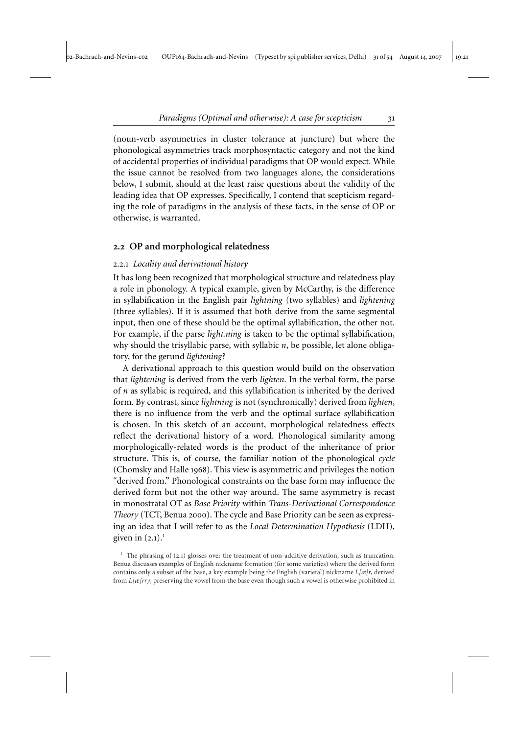(noun-verb asymmetries in cluster tolerance at juncture) but where the phonological asymmetries track morphosyntactic category and not the kind of accidental properties of individual paradigms that OP would expect. While the issue cannot be resolved from two languages alone, the considerations below, I submit, should at the least raise questions about the validity of the leading idea that OP expresses. Specifically, I contend that scepticism regarding the role of paradigms in the analysis of these facts, in the sense of OP or otherwise, is warranted.

## 2.2 OP and morphological relatedness

### 2.2.1 *Locality and derivational history*

It has long been recognized that morphological structure and relatedness play a role in phonology. A typical example, given by McCarthy, is the difference in syllabification in the English pair *lightning* (two syllables) and *lightening* (three syllables). If it is assumed that both derive from the same segmental input, then one of these should be the optimal syllabification, the other not. For example, if the parse *light.ning* is taken to be the optimal syllabification, why should the trisyllabic parse, with syllabic *n*, be possible, let alone obligatory, for the gerund *lightening*?

A derivational approach to this question would build on the observation that *lightening* is derived from the verb *lighten*. In the verbal form, the parse of *n* as syllabic is required, and this syllabification is inherited by the derived form. By contrast, since *lightning* is not (synchronically) derived from *lighten*, there is no influence from the verb and the optimal surface syllabification is chosen. In this sketch of an account, morphological relatedness effects reflect the derivational history of a word. Phonological similarity among morphologically-related words is the product of the inheritance of prior structure. This is, of course, the familiar notion of the phonological *cycle* (Chomsky and Halle 1968). This view is asymmetric and privileges the notion "derived from." Phonological constraints on the base form may influence the derived form but not the other way around. The same asymmetry is recast in monostratal OT as *Base Priority* within *Trans-Derivational Correspondence Theory* (TCT, Benua 2000). The cycle and Base Priority can be seen as expressing an idea that I will refer to as the *Local Determination Hypothesis* (LDH), given in (2.1).[1]

[1] The phrasing of (2.1) glosses over the treatment of non-additive derivation, such as truncation. Benua discusses examples of English nickname formation (for some varieties) where the derived form contains only a subset of the base, a key example being the English (varietal) nickname *L[æ]r*, derived from *L[æ]rry*, preserving the vowel from the base even though such a vowel is otherwise prohibited in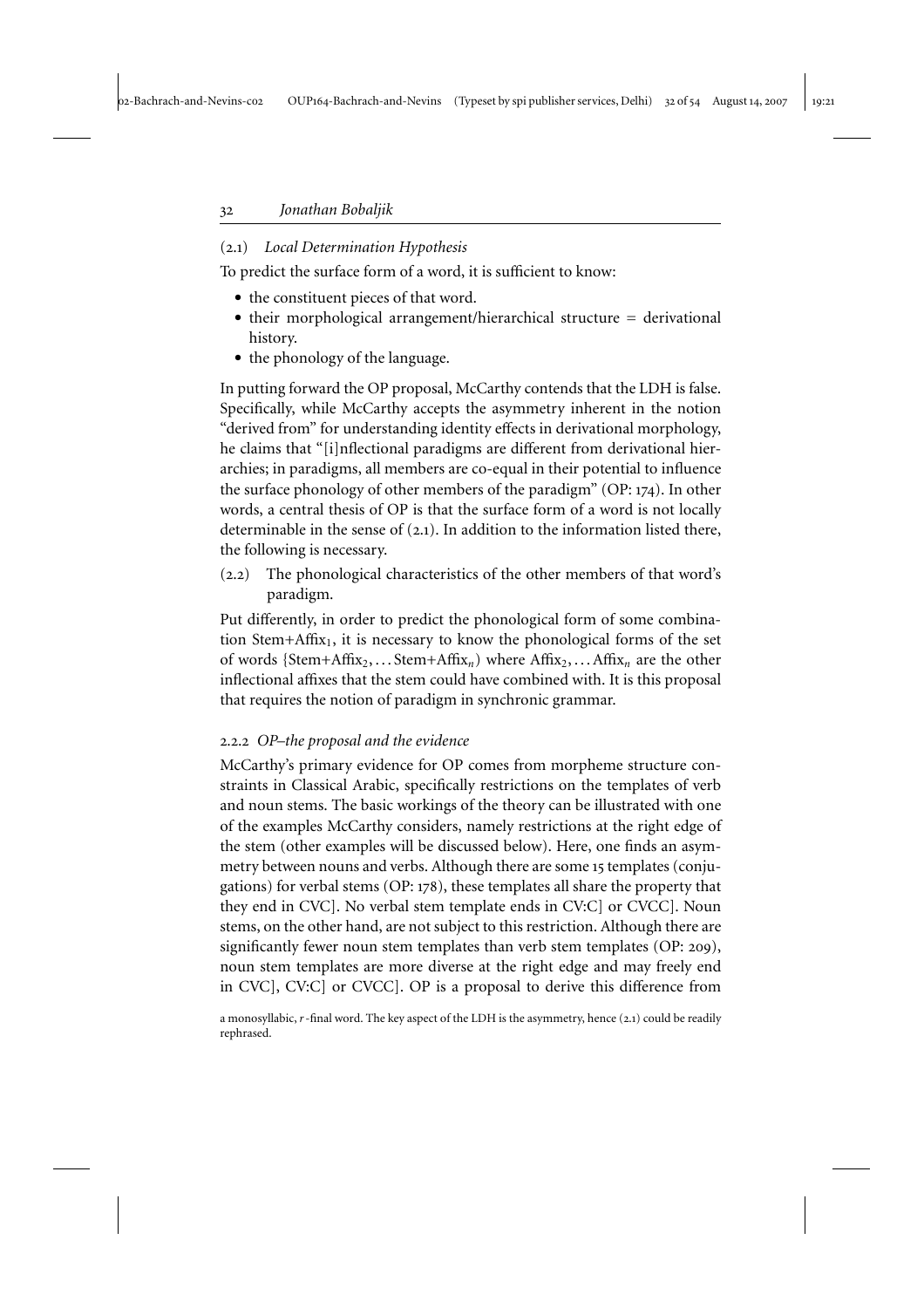(2.1) *Local Determination Hypothesis*

To predict the surface form of a word, it is sufficient to know:

- the constituent pieces of that word.
- their morphological arrangement/hierarchical structure = derivational history.
- the phonology of the language.

In putting forward the OP proposal, McCarthy contends that the LDH is false. Specifically, while McCarthy accepts the asymmetry inherent in the notion "derived from" for understanding identity effects in derivational morphology, he claims that "[i]nflectional paradigms are different from derivational hierarchies; in paradigms, all members are co-equal in their potential to influence the surface phonology of other members of the paradigm" (OP: 174). In other words, a central thesis of OP is that the surface form of a word is not locally determinable in the sense of (2.1). In addition to the information listed there, the following is necessary.

(2.2) The phonological characteristics of the other members of that word's paradigm.

Put differently, in order to predict the phonological form of some combination Stem+$\text{Affix}_1$, it is necessary to know the phonological forms of the set of words {Stem+$\text{Affix}_2$, ... Stem+$\text{Affix}_n$) where $\text{Affix}_2$, ... $\text{Affix}_n$ are the other inflectional affixes that the stem could have combined with. It is this proposal that requires the notion of paradigm in synchronic grammar.

### 2.2.2 *OP–the proposal and the evidence*

McCarthy's primary evidence for OP comes from morpheme structure constraints in Classical Arabic, specifically restrictions on the templates of verb and noun stems. The basic workings of the theory can be illustrated with one of the examples McCarthy considers, namely restrictions at the right edge of the stem (other examples will be discussed below). Here, one finds an asymmetry between nouns and verbs. Although there are some 15 templates (conjugations) for verbal stems (OP: 178), these templates all share the property that they end in CVC]. No verbal stem template ends in CV:C] or CVCC]. Noun stems, on the other hand, are not subject to this restriction. Although there are significantly fewer noun stem templates than verb stem templates (OP: 209), noun stem templates are more diverse at the right edge and may freely end in CVC], CV:C] or CVCC]. OP is a proposal to derive this difference from

a monosyllabic, *r*-final word. The key aspect of the LDH is the asymmetry, hence (2.1) could be readily rephrased.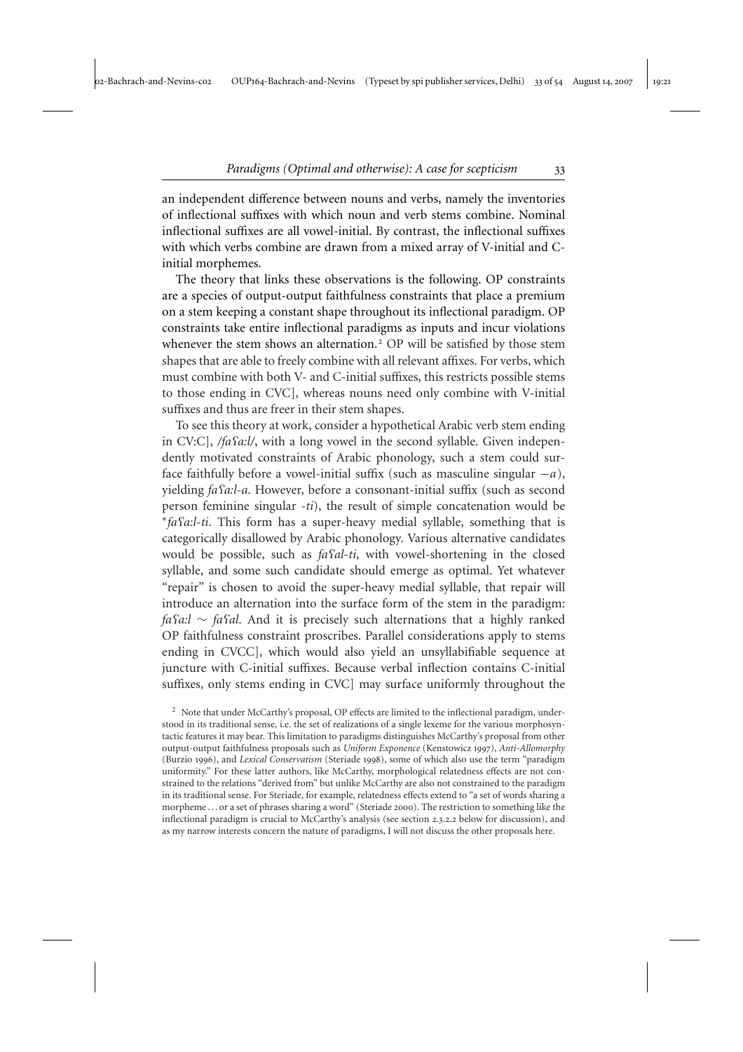an independent difference between nouns and verbs, namely the inventories of inflectional suffixes with which noun and verb stems combine. Nominal inflectional suffixes are all vowel-initial. By contrast, the inflectional suffixes with which verbs combine are drawn from a mixed array of V-initial and C-initial morphemes.

The theory that links these observations is the following. OP constraints are a species of output-output faithfulness constraints that place a premium on a stem keeping a constant shape throughout its inflectional paradigm. OP constraints take entire inflectional paradigms as inputs and incur violations whenever the stem shows an alternation.[2] OP will be satisfied by those stem shapes that are able to freely combine with all relevant affixes. For verbs, which must combine with both V- and C-initial suffixes, this restricts possible stems to those ending in CVC], whereas nouns need only combine with V-initial suffixes and thus are freer in their stem shapes.

To see this theory at work, consider a hypothetical Arabic verb stem ending in CV:C], */faʕa:l/*, with a long vowel in the second syllable. Given independently motivated constraints of Arabic phonology, such a stem could surface faithfully before a vowel-initial suffix (such as masculine singular *−a*), yielding *faʕa:l-a*. However, before a consonant-initial suffix (such as second person feminine singular *-ti*), the result of simple concatenation would be *\*faʕa:l-ti*. This form has a super-heavy medial syllable, something that is categorically disallowed by Arabic phonology. Various alternative candidates would be possible, such as *faʕal-ti*, with vowel-shortening in the closed syllable, and some such candidate should emerge as optimal. Yet whatever "repair" is chosen to avoid the super-heavy medial syllable, that repair will introduce an alternation into the surface form of the stem in the paradigm: *faʕa:l* ∼ *faʕal*. And it is precisely such alternations that a highly ranked OP faithfulness constraint proscribes. Parallel considerations apply to stems ending in CVCC], which would also yield an unsyllabifiable sequence at juncture with C-initial suffixes. Because verbal inflection contains C-initial suffixes, only stems ending in CVC] may surface uniformly throughout the

[2] Note that under McCarthy's proposal, OP effects are limited to the inflectional paradigm, understood in its traditional sense, i.e. the set of realizations of a single lexeme for the various morphosyntactic features it may bear. This limitation to paradigms distinguishes McCarthy's proposal from other output-output faithfulness proposals such as *Uniform Exponence* (Kenstowicz 1997), *Anti-Allomorphy* (Burzio 1996), and *Lexical Conservatism* (Steriade 1998), some of which also use the term "paradigm uniformity." For these latter authors, like McCarthy, morphological relatedness effects are not constrained to the relations "derived from" but unlike McCarthy are also not constrained to the paradigm in its traditional sense. For Steriade, for example, relatedness effects extend to "a set of words sharing a morpheme ... or a set of phrases sharing a word" (Steriade 2000). The restriction to something like the inflectional paradigm is crucial to McCarthy's analysis (see section 2.3.2.2 below for discussion), and as my narrow interests concern the nature of paradigms, I will not discuss the other proposals here.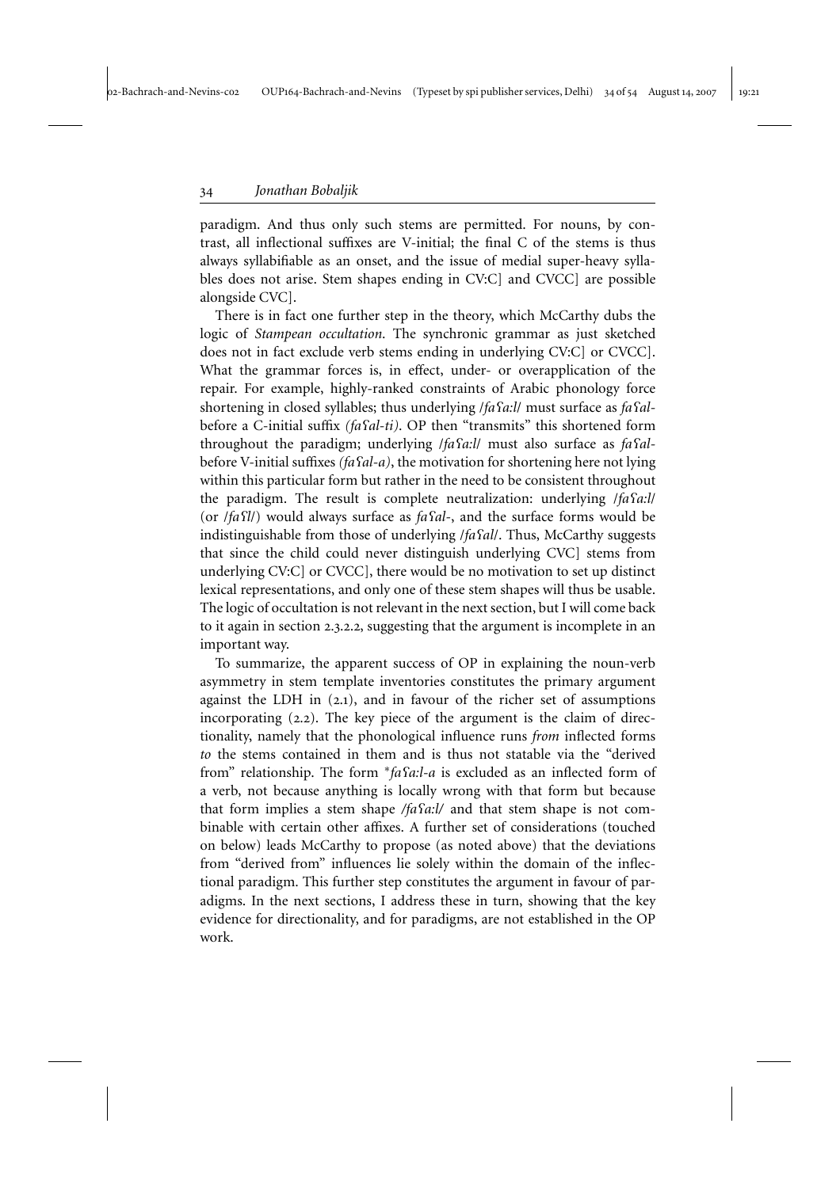paradigm. And thus only such stems are permitted. For nouns, by contrast, all inflectional suffixes are V-initial; the final C of the stems is thus always syllabifiable as an onset, and the issue of medial super-heavy syllables does not arise. Stem shapes ending in CV:C] and CVCC] are possible alongside CVC].

There is in fact one further step in the theory, which McCarthy dubs the logic of *Stampean occultation*. The synchronic grammar as just sketched does not in fact exclude verb stems ending in underlying CV:C] or CVCC]. What the grammar forces is, in effect, under- or overapplication of the repair. For example, highly-ranked constraints of Arabic phonology force shortening in closed syllables; thus underlying /*faʕa:l*/ must surface as *faʕal-* before a C-initial suffix *(faʕal-ti)*. OP then "transmits" this shortened form throughout the paradigm; underlying /*faʕa:l*/ must also surface as *faʕal-* before V-initial suffixes *(faʕal-a)*, the motivation for shortening here not lying within this particular form but rather in the need to be consistent throughout the paradigm. The result is complete neutralization: underlying /*faʕa:l*/ (or /*faʕl*/) would always surface as *faʕal-*, and the surface forms would be indistinguishable from those of underlying /*faʕal*/. Thus, McCarthy suggests that since the child could never distinguish underlying CVC] stems from underlying CV:C] or CVCC], there would be no motivation to set up distinct lexical representations, and only one of these stem shapes will thus be usable. The logic of occultation is not relevant in the next section, but I will come back to it again in section 2.3.2.2, suggesting that the argument is incomplete in an important way.

To summarize, the apparent success of OP in explaining the noun-verb asymmetry in stem template inventories constitutes the primary argument against the LDH in (2.1), and in favour of the richer set of assumptions incorporating (2.2). The key piece of the argument is the claim of directionality, namely that the phonological influence runs *from* inflected forms *to* the stems contained in them and is thus not statable via the "derived from" relationship. The form **faʕa:l-a* is excluded as an inflected form of a verb, not because anything is locally wrong with that form but because that form implies a stem shape */faʕa:l/* and that stem shape is not combinable with certain other affixes. A further set of considerations (touched on below) leads McCarthy to propose (as noted above) that the deviations from "derived from" influences lie solely within the domain of the inflectional paradigm. This further step constitutes the argument in favour of paradigms. In the next sections, I address these in turn, showing that the key evidence for directionality, and for paradigms, are not established in the OP work.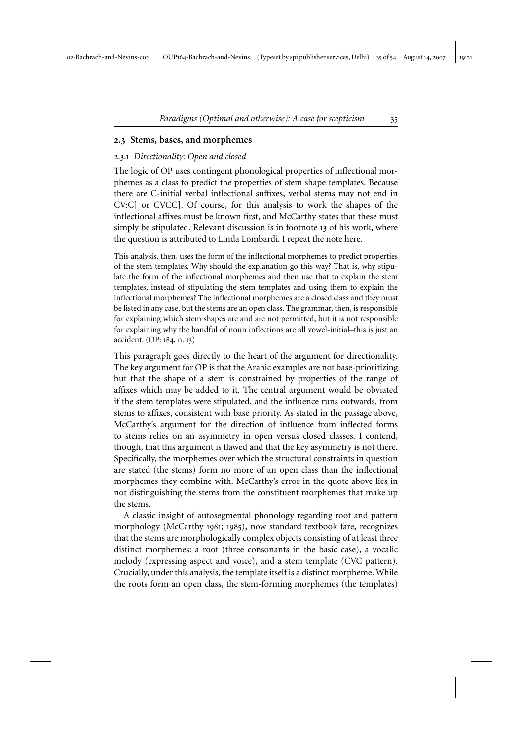## 2.3 Stems, bases, and morphemes

### 2.3.1 *Directionality: Open and closed*

The logic of OP uses contingent phonological properties of inflectional morphemes as a class to predict the properties of stem shape templates. Because there are C-initial verbal inflectional suffixes, verbal stems may not end in CV:C] or CVCC]. Of course, for this analysis to work the shapes of the inflectional affixes must be known first, and McCarthy states that these must simply be stipulated. Relevant discussion is in footnote 13 of his work, where the question is attributed to Linda Lombardi. I repeat the note here.

> This analysis, then, uses the form of the inflectional morphemes to predict properties of the stem templates. Why should the explanation go this way? That is, why stipulate the form of the inflectional morphemes and then use that to explain the stem templates, instead of stipulating the stem templates and using them to explain the inflectional morphemes? The inflectional morphemes are a closed class and they must be listed in any case, but the stems are an open class. The grammar, then, is responsible for explaining which stem shapes are and are not permitted, but it is not responsible for explaining why the handful of noun inflections are all vowel-initial–this is just an accident. (OP: 184, n. 13)

This paragraph goes directly to the heart of the argument for directionality. The key argument for OP is that the Arabic examples are not base-prioritizing but that the shape of a stem is constrained by properties of the range of affixes which may be added to it. The central argument would be obviated if the stem templates were stipulated, and the influence runs outwards, from stems to affixes, consistent with base priority. As stated in the passage above, McCarthy's argument for the direction of influence from inflected forms to stems relies on an asymmetry in open versus closed classes. I contend, though, that this argument is flawed and that the key asymmetry is not there. Specifically, the morphemes over which the structural constraints in question are stated (the stems) form no more of an open class than the inflectional morphemes they combine with. McCarthy's error in the quote above lies in not distinguishing the stems from the constituent morphemes that make up the stems.

A classic insight of autosegmental phonology regarding root and pattern morphology (McCarthy 1981; 1985), now standard textbook fare, recognizes that the stems are morphologically complex objects consisting of at least three distinct morphemes: a root (three consonants in the basic case), a vocalic melody (expressing aspect and voice), and a stem template (CVC pattern). Crucially, under this analysis, the template itself is a distinct morpheme. While the roots form an open class, the stem-forming morphemes (the templates)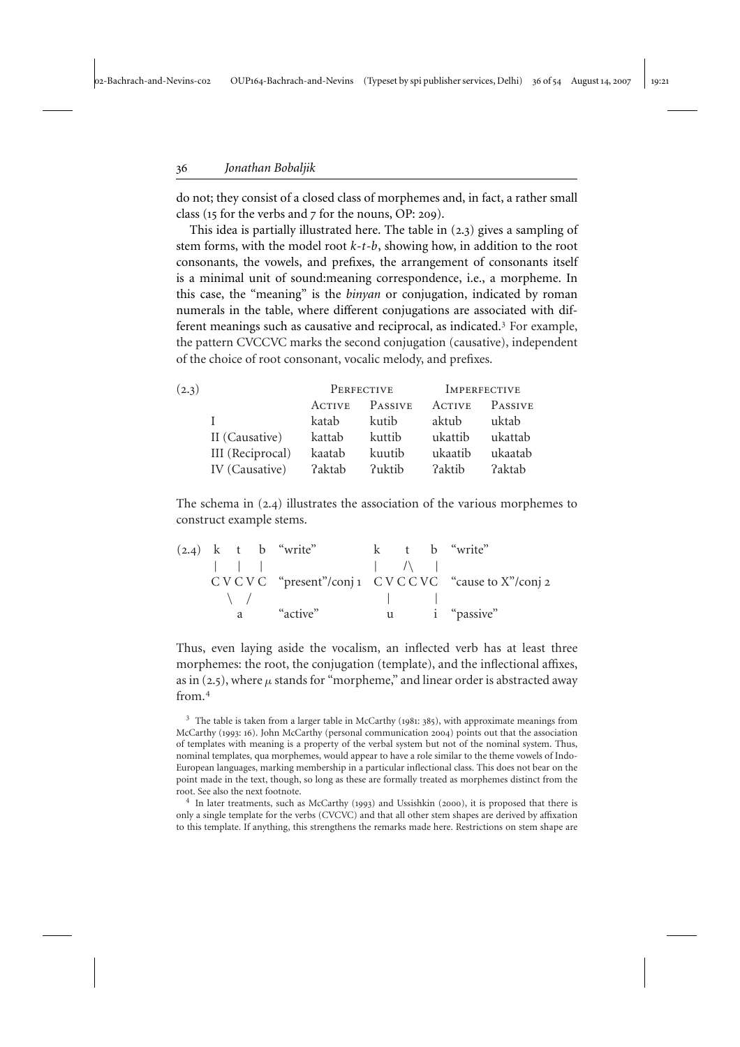do not; they consist of a closed class of morphemes and, in fact, a rather small class (15 for the verbs and 7 for the nouns, OP: 209).

This idea is partially illustrated here. The table in (2.3) gives a sampling of stem forms, with the model root *k-t-b*, showing how, in addition to the root consonants, the vowels, and prefixes, the arrangement of consonants itself is a minimal unit of sound:meaning correspondence, i.e., a morpheme. In this case, the "meaning" is the *binyan* or conjugation, indicated by roman numerals in the table, where different conjugations are associated with different meanings such as causative and reciprocal, as indicated.[3] For example, the pattern CVCCVC marks the second conjugation (causative), independent of the choice of root consonant, vocalic melody, and prefixes.

(2.3)

| | Perfective | | Imperfective | |
|---|---|---|---|---|
| | Active | Passive | Active | Passive |
| I | katab | kutib | aktub | uktab |
| II (Causative) | kattab | kuttib | ukattib | ukattab |
| III (Reciprocal) | kaatab | kuutib | ukaatib | ukaatab |
| IV (Causative) | ʔaktab | ʔuktib | ʔaktib | ʔaktab |

The schema in (2.4) illustrates the association of the various morphemes to construct example stems.

```
(2.4)  k   t   b  "write"              k     t     b  "write"
       |   |   |                       |    /\     |
       C V C V C  "present"/conj 1     C V C C V C   "cause to X"/conj 2
         \   /                           |       |
           a      "active"               u       i  "passive"
```

Thus, even laying aside the vocalism, an inflected verb has at least three morphemes: the root, the conjugation (template), and the inflectional affixes, as in (2.5), where $\mu$ stands for "morpheme," and linear order is abstracted away from.[4]

[3] The table is taken from a larger table in McCarthy (1981: 385), with approximate meanings from McCarthy (1993: 16). John McCarthy (personal communication 2004) points out that the association of templates with meaning is a property of the verbal system but not of the nominal system. Thus, nominal templates, qua morphemes, would appear to have a role similar to the theme vowels of Indo-European languages, marking membership in a particular inflectional class. This does not bear on the point made in the text, though, so long as these are formally treated as morphemes distinct from the root. See also the next footnote.

[4] In later treatments, such as McCarthy (1993) and Ussishkin (2000), it is proposed that there is only a single template for the verbs (CVCVC) and that all other stem shapes are derived by affixation to this template. If anything, this strengthens the remarks made here. Restrictions on stem shape are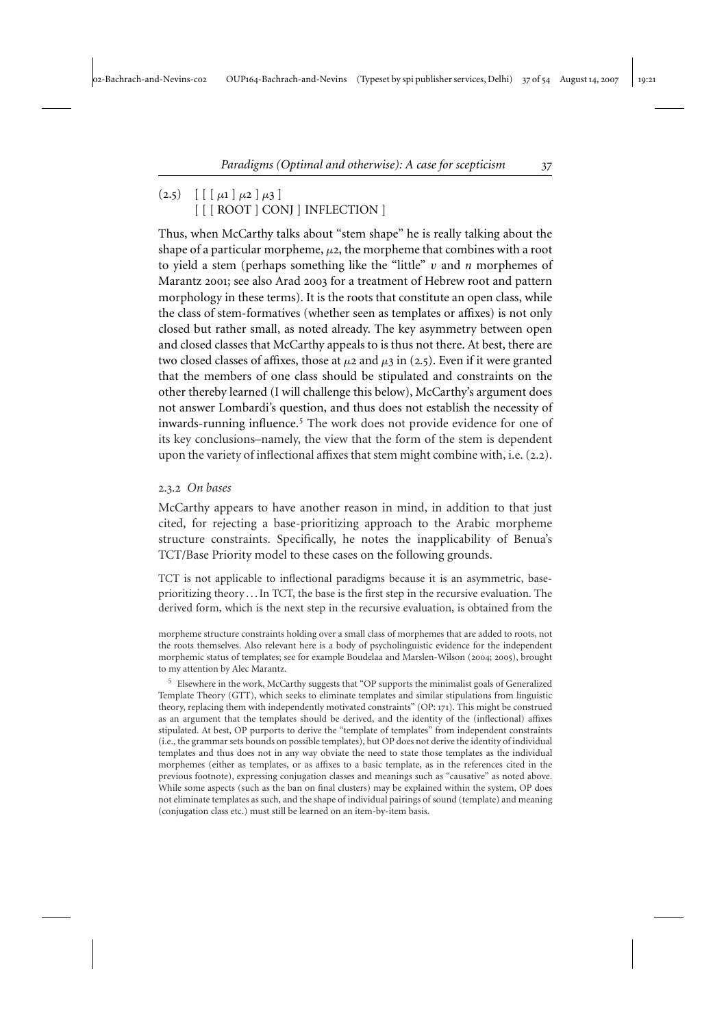(2.5) $[\,[\,[\,\mu 1\,]\,\mu 2\,]\,\mu 3\,]$
[ [ [ ROOT ] CONJ ] INFLECTION ]

Thus, when McCarthy talks about "stem shape" he is really talking about the shape of a particular morpheme, $\mu 2$, the morpheme that combines with a root to yield a stem (perhaps something like the "little" *v* and *n* morphemes of Marantz 2001; see also Arad 2003 for a treatment of Hebrew root and pattern morphology in these terms). It is the roots that constitute an open class, while the class of stem-formatives (whether seen as templates or affixes) is not only closed but rather small, as noted already. The key asymmetry between open and closed classes that McCarthy appeals to is thus not there. At best, there are two closed classes of affixes, those at $\mu 2$ and $\mu 3$ in (2.5). Even if it were granted that the members of one class should be stipulated and constraints on the other thereby learned (I will challenge this below), McCarthy's argument does not answer Lombardi's question, and thus does not establish the necessity of inwards-running influence.[5] The work does not provide evidence for one of its key conclusions–namely, the view that the form of the stem is dependent upon the variety of inflectional affixes that stem might combine with, i.e. (2.2).

### 2.3.2 *On bases*

McCarthy appears to have another reason in mind, in addition to that just cited, for rejecting a base-prioritizing approach to the Arabic morpheme structure constraints. Specifically, he notes the inapplicability of Benua's TCT/Base Priority model to these cases on the following grounds.

TCT is not applicable to inflectional paradigms because it is an asymmetric, base-prioritizing theory . . . In TCT, the base is the first step in the recursive evaluation. The derived form, which is the next step in the recursive evaluation, is obtained from the

morpheme structure constraints holding over a small class of morphemes that are added to roots, not the roots themselves. Also relevant here is a body of psycholinguistic evidence for the independent morphemic status of templates; see for example Boudelaa and Marslen-Wilson (2004; 2005), brought to my attention by Alec Marantz.

[5] Elsewhere in the work, McCarthy suggests that "OP supports the minimalist goals of Generalized Template Theory (GTT), which seeks to eliminate templates and similar stipulations from linguistic theory, replacing them with independently motivated constraints" (OP: 171). This might be construed as an argument that the templates should be derived, and the identity of the (inflectional) affixes stipulated. At best, OP purports to derive the "template of templates" from independent constraints (i.e., the grammar sets bounds on possible templates), but OP does not derive the identity of individual templates and thus does not in any way obviate the need to state those templates as the individual morphemes (either as templates, or as affixes to a basic template, as in the references cited in the previous footnote), expressing conjugation classes and meanings such as "causative" as noted above. While some aspects (such as the ban on final clusters) may be explained within the system, OP does not eliminate templates as such, and the shape of individual pairings of sound (template) and meaning (conjugation class etc.) must still be learned on an item-by-item basis.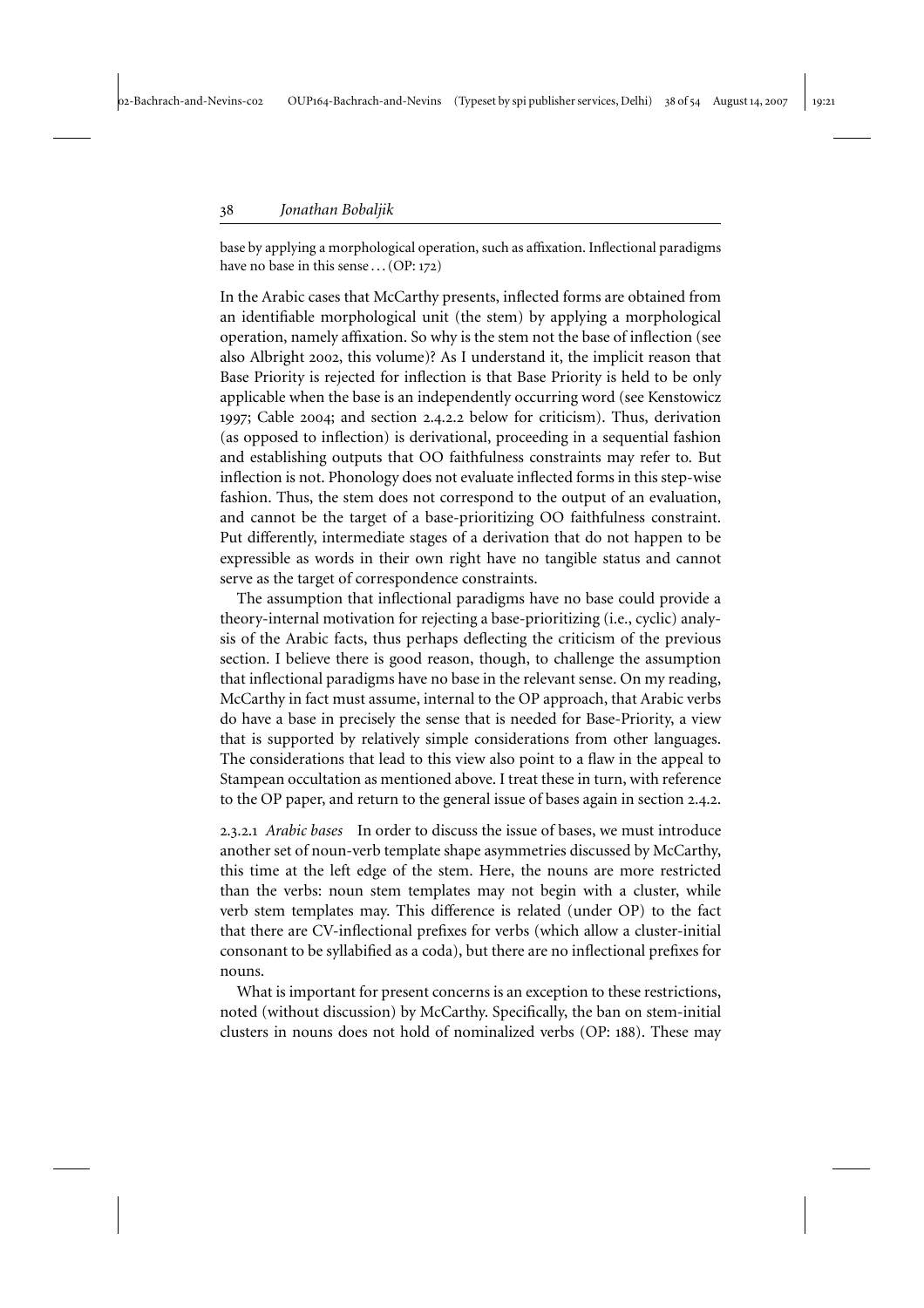base by applying a morphological operation, such as affixation. Inflectional paradigms have no base in this sense . . . (OP: 172)

In the Arabic cases that McCarthy presents, inflected forms are obtained from an identifiable morphological unit (the stem) by applying a morphological operation, namely affixation. So why is the stem not the base of inflection (see also Albright 2002, this volume)? As I understand it, the implicit reason that Base Priority is rejected for inflection is that Base Priority is held to be only applicable when the base is an independently occurring word (see Kenstowicz 1997; Cable 2004; and section 2.4.2.2 below for criticism). Thus, derivation (as opposed to inflection) is derivational, proceeding in a sequential fashion and establishing outputs that OO faithfulness constraints may refer to. But inflection is not. Phonology does not evaluate inflected forms in this step-wise fashion. Thus, the stem does not correspond to the output of an evaluation, and cannot be the target of a base-prioritizing OO faithfulness constraint. Put differently, intermediate stages of a derivation that do not happen to be expressible as words in their own right have no tangible status and cannot serve as the target of correspondence constraints.

The assumption that inflectional paradigms have no base could provide a theory-internal motivation for rejecting a base-prioritizing (i.e., cyclic) analysis of the Arabic facts, thus perhaps deflecting the criticism of the previous section. I believe there is good reason, though, to challenge the assumption that inflectional paradigms have no base in the relevant sense. On my reading, McCarthy in fact must assume, internal to the OP approach, that Arabic verbs do have a base in precisely the sense that is needed for Base-Priority, a view that is supported by relatively simple considerations from other languages. The considerations that lead to this view also point to a flaw in the appeal to Stampean occultation as mentioned above. I treat these in turn, with reference to the OP paper, and return to the general issue of bases again in section 2.4.2.

2.3.2.1 *Arabic bases* In order to discuss the issue of bases, we must introduce another set of noun-verb template shape asymmetries discussed by McCarthy, this time at the left edge of the stem. Here, the nouns are more restricted than the verbs: noun stem templates may not begin with a cluster, while verb stem templates may. This difference is related (under OP) to the fact that there are CV-inflectional prefixes for verbs (which allow a cluster-initial consonant to be syllabified as a coda), but there are no inflectional prefixes for nouns.

What is important for present concerns is an exception to these restrictions, noted (without discussion) by McCarthy. Specifically, the ban on stem-initial clusters in nouns does not hold of nominalized verbs (OP: 188). These may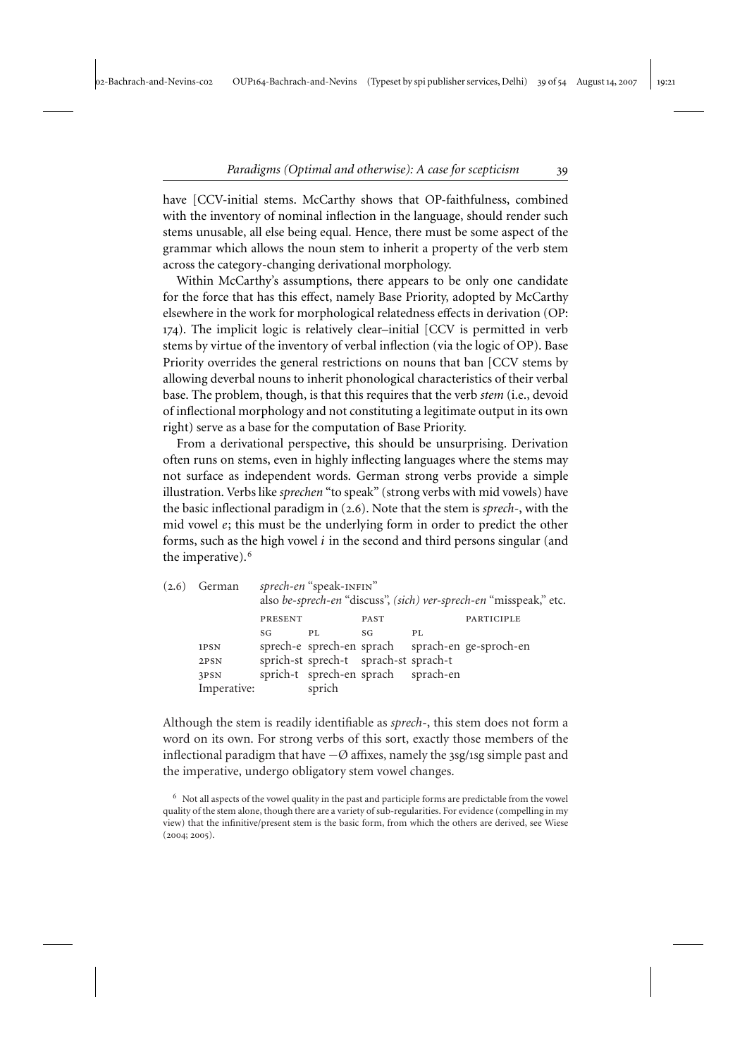have [CCV-initial stems. McCarthy shows that OP-faithfulness, combined with the inventory of nominal inflection in the language, should render such stems unusable, all else being equal. Hence, there must be some aspect of the grammar which allows the noun stem to inherit a property of the verb stem across the category-changing derivational morphology.

Within McCarthy's assumptions, there appears to be only one candidate for the force that has this effect, namely Base Priority, adopted by McCarthy elsewhere in the work for morphological relatedness effects in derivation (OP: 174). The implicit logic is relatively clear–initial [CCV is permitted in verb stems by virtue of the inventory of verbal inflection (via the logic of OP). Base Priority overrides the general restrictions on nouns that ban [CCV stems by allowing deverbal nouns to inherit phonological characteristics of their verbal base. The problem, though, is that this requires that the verb *stem* (i.e., devoid of inflectional morphology and not constituting a legitimate output in its own right) serve as a base for the computation of Base Priority.

From a derivational perspective, this should be unsurprising. Derivation often runs on stems, even in highly inflecting languages where the stems may not surface as independent words. German strong verbs provide a simple illustration. Verbs like *sprechen* "to speak" (strong verbs with mid vowels) have the basic inflectional paradigm in (2.6). Note that the stem is *sprech-*, with the mid vowel *e*; this must be the underlying form in order to predict the other forms, such as the high vowel *i* in the second and third persons singular (and the imperative).[6]

(2.6) German *sprech-en* "speak-INFIN"
also *be-sprech-en* "discuss", *(sich) ver-sprech-en* "misspeak," etc.

| | PRESENT | | PAST | | PARTICIPLE |
|---|---|---|---|---|---|
| | SG | PL | SG | PL | |
| 1PSN | sprech-e | sprech-en | sprach | sprach-en | ge-sproch-en |
| 2PSN | sprich-st | sprech-t | sprach-st | sprach-t | |
| 3PSN | sprich-t | sprech-en | sprach | sprach-en | |
| Imperative: | | sprich | | | |

Although the stem is readily identifiable as *sprech-*, this stem does not form a word on its own. For strong verbs of this sort, exactly those members of the inflectional paradigm that have −Ø affixes, namely the 3sg/1sg simple past and the imperative, undergo obligatory stem vowel changes.

[6] Not all aspects of the vowel quality in the past and participle forms are predictable from the vowel quality of the stem alone, though there are a variety of sub-regularities. For evidence (compelling in my view) that the infinitive/present stem is the basic form, from which the others are derived, see Wiese (2004; 2005).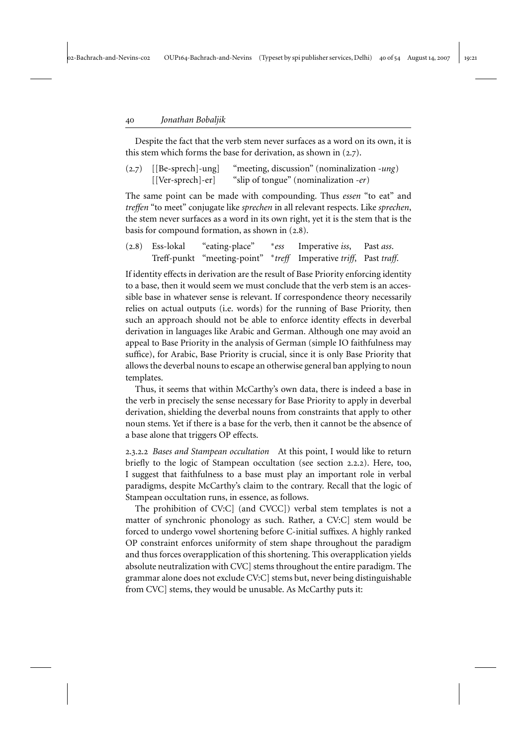Despite the fact that the verb stem never surfaces as a word on its own, it is this stem which forms the base for derivation, as shown in (2.7).

(2.7) [[Be-sprech]-ung] "meeting, discussion" (nominalization *-ung*)
      [[Ver-sprech]-er] "slip of tongue" (nominalization *-er*)

The same point can be made with compounding. Thus *essen* "to eat" and *treffen* "to meet" conjugate like *sprechen* in all relevant respects. Like *sprechen*, the stem never surfaces as a word in its own right, yet it is the stem that is the basis for compound formation, as shown in (2.8).

(2.8) Ess-lokal "eating-place" \**ess* Imperative *iss*, Past *ass*.
      Treff-punkt "meeting-point" \**treff* Imperative *triff*, Past *traff*.

If identity effects in derivation are the result of Base Priority enforcing identity to a base, then it would seem we must conclude that the verb stem is an accessible base in whatever sense is relevant. If correspondence theory necessarily relies on actual outputs (i.e. words) for the running of Base Priority, then such an approach should not be able to enforce identity effects in deverbal derivation in languages like Arabic and German. Although one may avoid an appeal to Base Priority in the analysis of German (simple IO faithfulness may suffice), for Arabic, Base Priority is crucial, since it is only Base Priority that allows the deverbal nouns to escape an otherwise general ban applying to noun templates.

Thus, it seems that within McCarthy's own data, there is indeed a base in the verb in precisely the sense necessary for Base Priority to apply in deverbal derivation, shielding the deverbal nouns from constraints that apply to other noun stems. Yet if there is a base for the verb, then it cannot be the absence of a base alone that triggers OP effects.

2.3.2.2 *Bases and Stampean occultation* At this point, I would like to return briefly to the logic of Stampean occultation (see section 2.2.2). Here, too, I suggest that faithfulness to a base must play an important role in verbal paradigms, despite McCarthy's claim to the contrary. Recall that the logic of Stampean occultation runs, in essence, as follows.

The prohibition of CV:C] (and CVCC]) verbal stem templates is not a matter of synchronic phonology as such. Rather, a CV:C] stem would be forced to undergo vowel shortening before C-initial suffixes. A highly ranked OP constraint enforces uniformity of stem shape throughout the paradigm and thus forces overapplication of this shortening. This overapplication yields absolute neutralization with CVC] stems throughout the entire paradigm. The grammar alone does not exclude CV:C] stems but, never being distinguishable from CVC] stems, they would be unusable. As McCarthy puts it: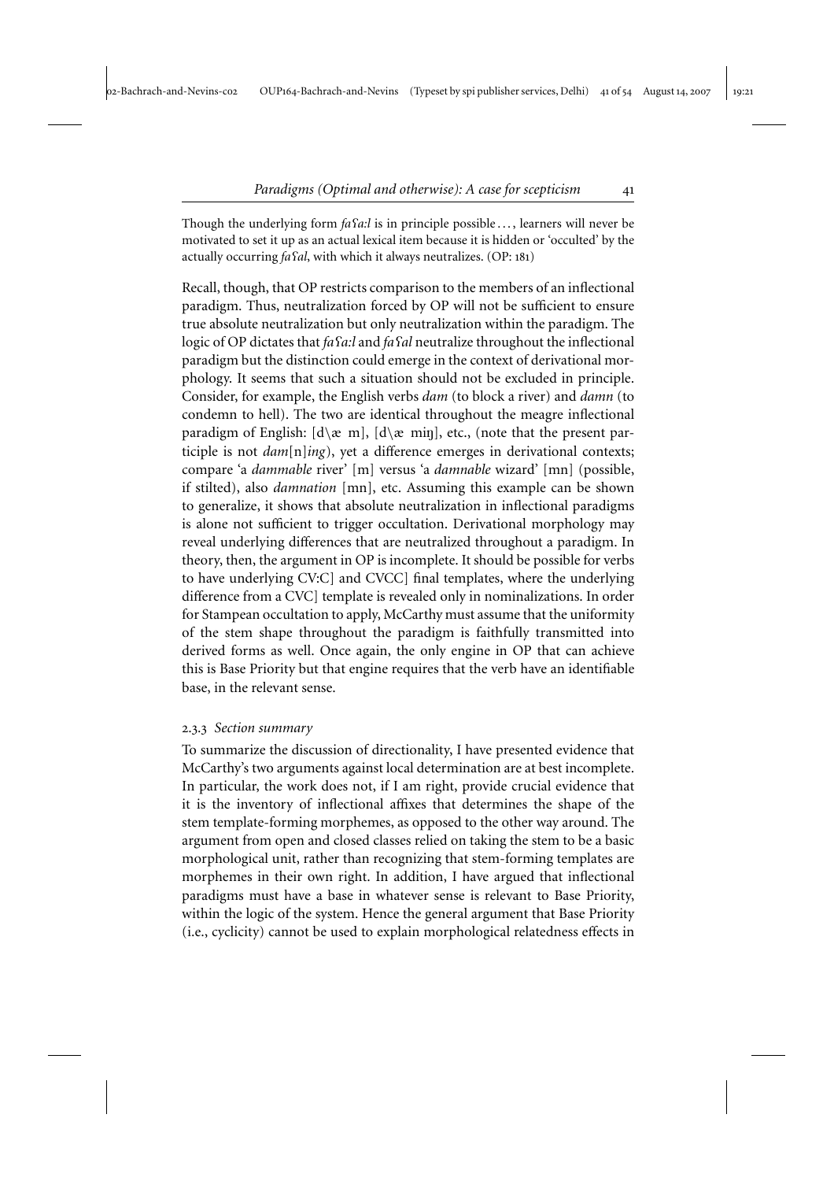Though the underlying form *faʕa:l* is in principle possible . . . , learners will never be motivated to set it up as an actual lexical item because it is hidden or 'occulted' by the actually occurring *faʕal*, with which it always neutralizes. (OP: 181)

Recall, though, that OP restricts comparison to the members of an inflectional paradigm. Thus, neutralization forced by OP will not be sufficient to ensure true absolute neutralization but only neutralization within the paradigm. The logic of OP dictates that *faʕa:l* and *faʕal* neutralize throughout the inflectional paradigm but the distinction could emerge in the context of derivational morphology. It seems that such a situation should not be excluded in principle. Consider, for example, the English verbs *dam* (to block a river) and *damn* (to condemn to hell). The two are identical throughout the meagre inflectional paradigm of English: [d\æ m], [d\æ miŋ], etc., (note that the present participle is not *dam*[n]*ing*), yet a difference emerges in derivational contexts; compare 'a *dammable* river' [m] versus 'a *damnable* wizard' [mn] (possible, if stilted), also *damnation* [mn], etc. Assuming this example can be shown to generalize, it shows that absolute neutralization in inflectional paradigms is alone not sufficient to trigger occultation. Derivational morphology may reveal underlying differences that are neutralized throughout a paradigm. In theory, then, the argument in OP is incomplete. It should be possible for verbs to have underlying CV:C] and CVCC] final templates, where the underlying difference from a CVC] template is revealed only in nominalizations. In order for Stampean occultation to apply, McCarthy must assume that the uniformity of the stem shape throughout the paradigm is faithfully transmitted into derived forms as well. Once again, the only engine in OP that can achieve this is Base Priority but that engine requires that the verb have an identifiable base, in the relevant sense.

### 2.3.3 *Section summary*

To summarize the discussion of directionality, I have presented evidence that McCarthy's two arguments against local determination are at best incomplete. In particular, the work does not, if I am right, provide crucial evidence that it is the inventory of inflectional affixes that determines the shape of the stem template-forming morphemes, as opposed to the other way around. The argument from open and closed classes relied on taking the stem to be a basic morphological unit, rather than recognizing that stem-forming templates are morphemes in their own right. In addition, I have argued that inflectional paradigms must have a base in whatever sense is relevant to Base Priority, within the logic of the system. Hence the general argument that Base Priority (i.e., cyclicity) cannot be used to explain morphological relatedness effects in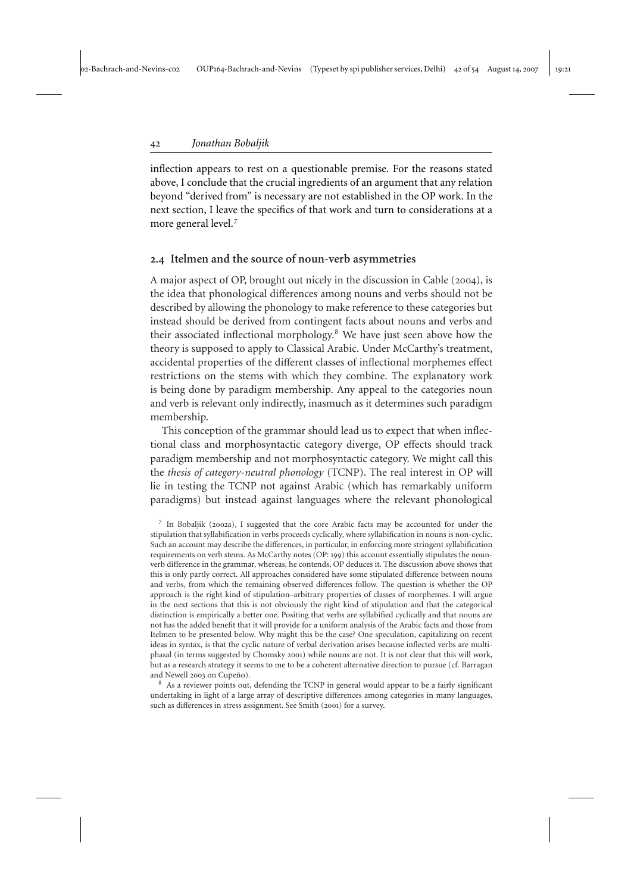inflection appears to rest on a questionable premise. For the reasons stated above, I conclude that the crucial ingredients of an argument that any relation beyond "derived from" is necessary are not established in the OP work. In the next section, I leave the specifics of that work and turn to considerations at a more general level.[7]

## 2.4 Itelmen and the source of noun-verb asymmetries

A major aspect of OP, brought out nicely in the discussion in Cable (2004), is the idea that phonological differences among nouns and verbs should not be described by allowing the phonology to make reference to these categories but instead should be derived from contingent facts about nouns and verbs and their associated inflectional morphology.[8] We have just seen above how the theory is supposed to apply to Classical Arabic. Under McCarthy's treatment, accidental properties of the different classes of inflectional morphemes effect restrictions on the stems with which they combine. The explanatory work is being done by paradigm membership. Any appeal to the categories noun and verb is relevant only indirectly, inasmuch as it determines such paradigm membership.

This conception of the grammar should lead us to expect that when inflectional class and morphosyntactic category diverge, OP effects should track paradigm membership and not morphosyntactic category. We might call this the *thesis of category-neutral phonology* (TCNP). The real interest in OP will lie in testing the TCNP not against Arabic (which has remarkably uniform paradigms) but instead against languages where the relevant phonological

[7] In Bobaljik (2002a), I suggested that the core Arabic facts may be accounted for under the stipulation that syllabification in verbs proceeds cyclically, where syllabification in nouns is non-cyclic. Such an account may describe the differences, in particular, in enforcing more stringent syllabification requirements on verb stems. As McCarthy notes (OP: 199) this account essentially stipulates the noun-verb difference in the grammar, whereas, he contends, OP deduces it. The discussion above shows that this is only partly correct. All approaches considered have some stipulated difference between nouns and verbs, from which the remaining observed differences follow. The question is whether the OP approach is the right kind of stipulation–arbitrary properties of classes of morphemes. I will argue in the next sections that this is not obviously the right kind of stipulation and that the categorical distinction is empirically a better one. Positing that verbs are syllabified cyclically and that nouns are not has the added benefit that it will provide for a uniform analysis of the Arabic facts and those from Itelmen to be presented below. Why might this be the case? One speculation, capitalizing on recent ideas in syntax, is that the cyclic nature of verbal derivation arises because inflected verbs are multi-phasal (in terms suggested by Chomsky 2001) while nouns are not. It is not clear that this will work, but as a research strategy it seems to me to be a coherent alternative direction to pursue (cf. Barragan and Newell 2003 on Cupeño).

[8] As a reviewer points out, defending the TCNP in general would appear to be a fairly significant undertaking in light of a large array of descriptive differences among categories in many languages, such as differences in stress assignment. See Smith (2001) for a survey.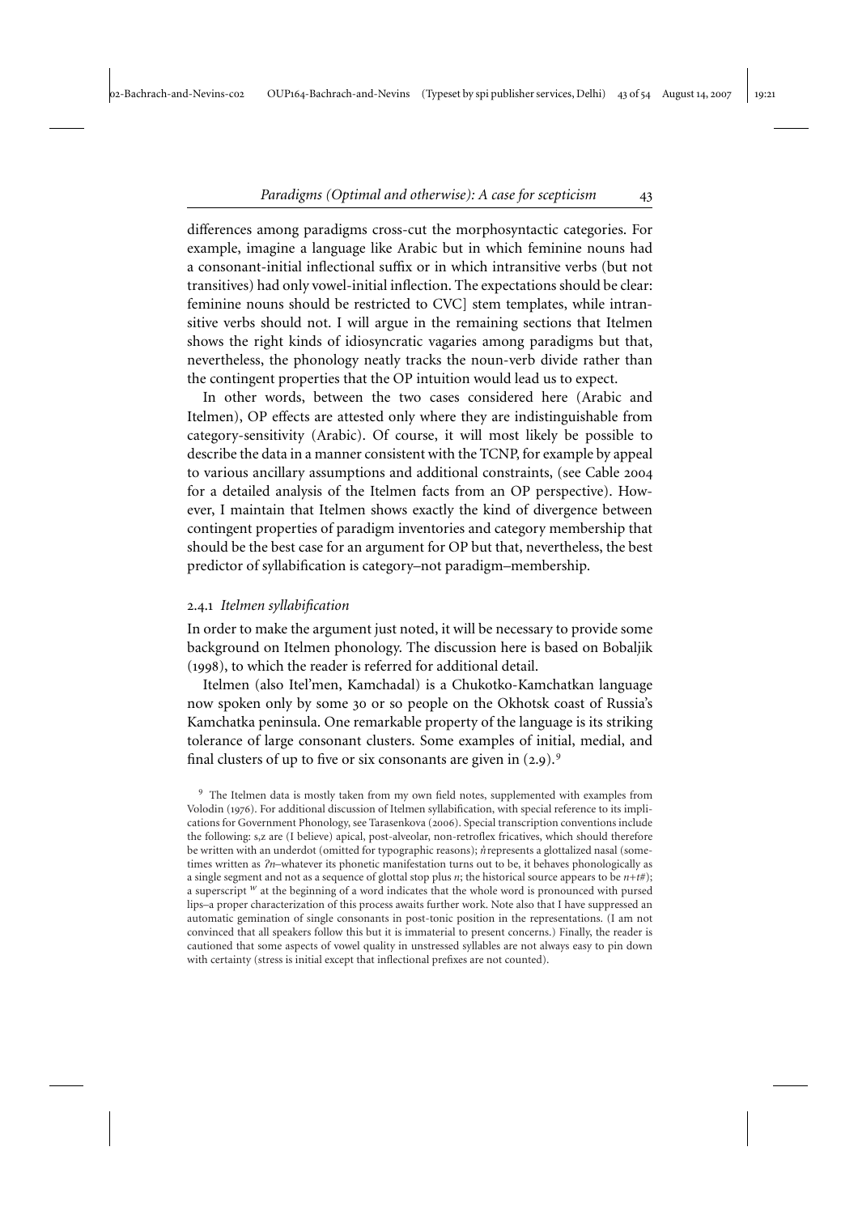differences among paradigms cross-cut the morphosyntactic categories. For example, imagine a language like Arabic but in which feminine nouns had a consonant-initial inflectional suffix or in which intransitive verbs (but not transitives) had only vowel-initial inflection. The expectations should be clear: feminine nouns should be restricted to CVC] stem templates, while intransitive verbs should not. I will argue in the remaining sections that Itelmen shows the right kinds of idiosyncratic vagaries among paradigms but that, nevertheless, the phonology neatly tracks the noun-verb divide rather than the contingent properties that the OP intuition would lead us to expect.

In other words, between the two cases considered here (Arabic and Itelmen), OP effects are attested only where they are indistinguishable from category-sensitivity (Arabic). Of course, it will most likely be possible to describe the data in a manner consistent with the TCNP, for example by appeal to various ancillary assumptions and additional constraints, (see Cable 2004 for a detailed analysis of the Itelmen facts from an OP perspective). However, I maintain that Itelmen shows exactly the kind of divergence between contingent properties of paradigm inventories and category membership that should be the best case for an argument for OP but that, nevertheless, the best predictor of syllabification is category–not paradigm–membership.

### 2.4.1 *Itelmen syllabification*

In order to make the argument just noted, it will be necessary to provide some background on Itelmen phonology. The discussion here is based on Bobaljik (1998), to which the reader is referred for additional detail.

Itelmen (also Itel'men, Kamchadal) is a Chukotko-Kamchatkan language now spoken only by some 30 or so people on the Okhotsk coast of Russia's Kamchatka peninsula. One remarkable property of the language is its striking tolerance of large consonant clusters. Some examples of initial, medial, and final clusters of up to five or six consonants are given in (2.9).[9]

[9] The Itelmen data is mostly taken from my own field notes, supplemented with examples from Volodin (1976). For additional discussion of Itelmen syllabification, with special reference to its implications for Government Phonology, see Tarasenkova (2006). Special transcription conventions include the following: s,z are (I believe) apical, post-alveolar, non-retroflex fricatives, which should therefore be written with an underdot (omitted for typographic reasons); *ṅ* represents a glottalized nasal (sometimes written as *ʔn*–whatever its phonetic manifestation turns out to be, it behaves phonologically as a single segment and not as a sequence of glottal stop plus *n*; the historical source appears to be *n+t#*); a superscript $^{w}$ at the beginning of a word indicates that the whole word is pronounced with pursed lips–a proper characterization of this process awaits further work. Note also that I have suppressed an automatic gemination of single consonants in post-tonic position in the representations. (I am not convinced that all speakers follow this but it is immaterial to present concerns.) Finally, the reader is cautioned that some aspects of vowel quality in unstressed syllables are not always easy to pin down with certainty (stress is initial except that inflectional prefixes are not counted).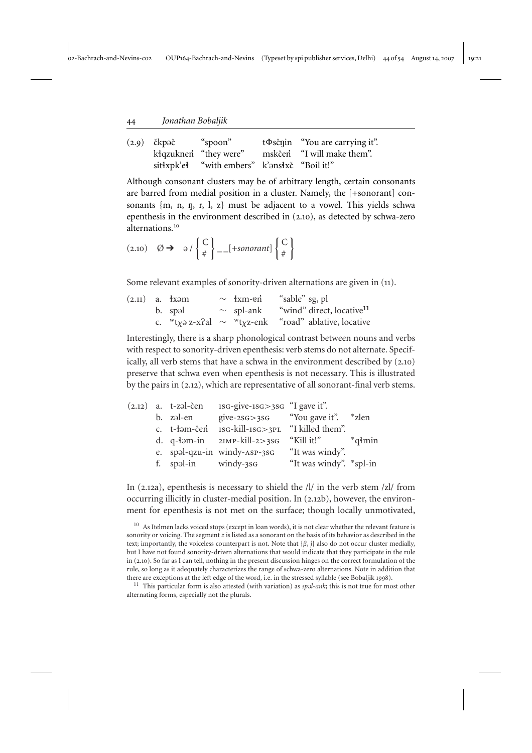(2.9) čkpəč "spoon" tΦsčŋin "You are carrying it".
kɬqzuknen̓ "they were" mskčen̓ "I will make them".
sitɬxpk'eɬ "with embers" k'ənsɬxč "Boil it!"

Although consonant clusters may be of arbitrary length, certain consonants are barred from medial position in a cluster. Namely, the [+sonorant] consonants {m, n, ŋ, r, l, z} must be adjacent to a vowel. This yields schwa epenthesis in the environment described in (2.10), as detected by schwa-zero alternations.[10]

$$(2.10)\quad \emptyset \rightarrow \quad ə \,/ \left\{ \begin{array}{c} C \\ \# \end{array} \right\} \_\_[+sonorant] \left\{ \begin{array}{c} C \\ \# \end{array} \right\}$$

Some relevant examples of sonority-driven alternations are given in (11).

(2.11) a. ɬxəm ~ ɬxm-ɐn̓ "sable" sg, pl
b. spəl ~ spl-ank "wind" direct, locative[11]
c. ʷtχə z-xʔal ~ ʷtχz-enk "road" ablative, locative

Interestingly, there is a sharp phonological contrast between nouns and verbs with respect to sonority-driven epenthesis: verb stems do not alternate. Specifically, all verb stems that have a schwa in the environment described by (2.10) preserve that schwa even when epenthesis is not necessary. This is illustrated by the pairs in (2.12), which are representative of all sonorant-final verb stems.

(2.12) a. t-zəl-čen 1SG-give-1SG>3SG "I gave it".
b. zəl-en give-2SG>3SG "You gave it". *zlen
c. t-ɬəm-čen̓ 1SG-kill-1SG>3PL "I killed them".
d. q-ɬəm-in 2IMP-kill-2>3SG "Kill it!" *qɬmin
e. spəl-qzu-in windy-ASP-3SG "It was windy".
f. spəl-in windy-3SG "It was windy". *spl-in

In (2.12a), epenthesis is necessary to shield the /l/ in the verb stem /zl/ from occurring illicitly in cluster-medial position. In (2.12b), however, the environment for epenthesis is not met on the surface; though locally unmotivated,

[10] As Itelmen lacks voiced stops (except in loan words), it is not clear whether the relevant feature is sonority or voicing. The segment *z* is listed as a sonorant on the basis of its behavior as described in the text; importantly, the voiceless counterpart is not. Note that {β, j} also do not occur cluster medially, but I have not found sonority-driven alternations that would indicate that they participate in the rule in (2.10). So far as I can tell, nothing in the present discussion hinges on the correct formulation of the rule, so long as it adequately characterizes the range of schwa-zero alternations. Note in addition that there are exceptions at the left edge of the word, i.e. in the stressed syllable (see Bobaljik 1998).

[11] This particular form is also attested (with variation) as *spəl-ank*; this is not true for most other alternating forms, especially not the plurals.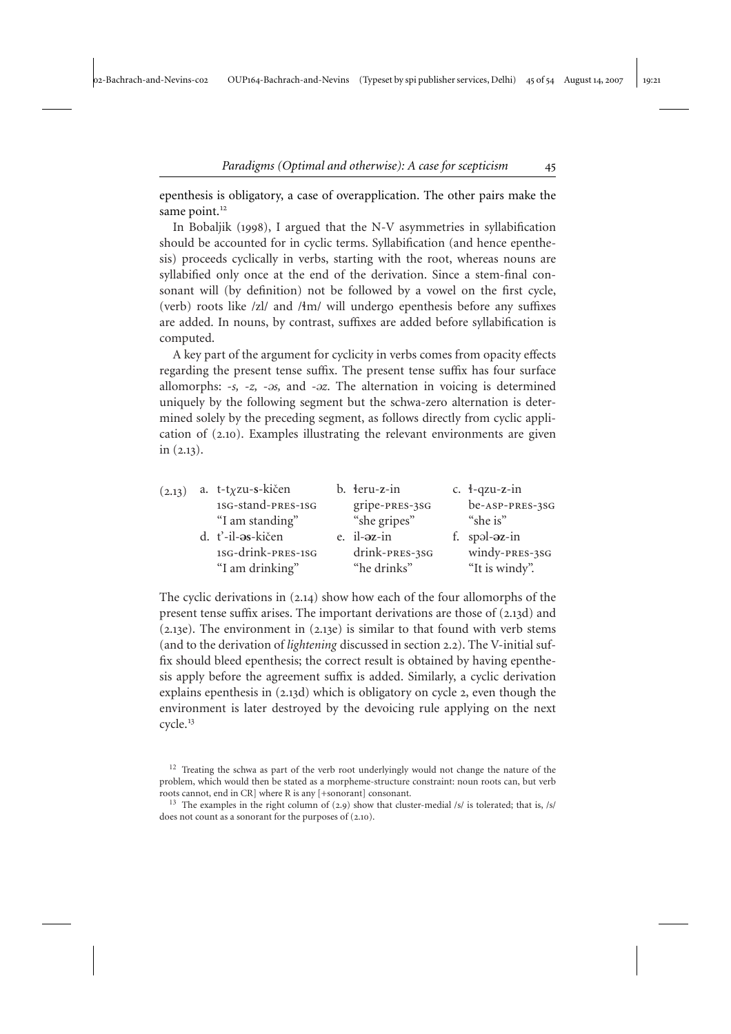epenthesis is obligatory, a case of overapplication. The other pairs make the same point.[12]

In Bobaljik (1998), I argued that the N-V asymmetries in syllabification should be accounted for in cyclic terms. Syllabification (and hence epenthesis) proceeds cyclically in verbs, starting with the root, whereas nouns are syllabified only once at the end of the derivation. Since a stem-final consonant will (by definition) not be followed by a vowel on the first cycle, (verb) roots like /zl/ and /ɬm/ will undergo epenthesis before any suffixes are added. In nouns, by contrast, suffixes are added before syllabification is computed.

A key part of the argument for cyclicity in verbs comes from opacity effects regarding the present tense suffix. The present tense suffix has four surface allomorphs: *-s, -z, -əs,* and *-əz*. The alternation in voicing is determined uniquely by the following segment but the schwa-zero alternation is determined solely by the preceding segment, as follows directly from cyclic application of (2.10). Examples illustrating the relevant environments are given in (2.13).

(2.13)

| | | |
|---|---|---|
| a. t-tχzu-**s**-kičen | b. ɬeru-**z**-in | c. ɬ-qzu-**z**-in |
| 1SG-stand-PRES-1SG | gripe-PRES-3SG | be-ASP-PRES-3SG |
| "I am standing" | "she gripes" | "she is" |
| d. t'-il-**əs**-kičen | e. il-**əz**-in | f. spəl-**əz**-in |
| 1SG-drink-PRES-1SG | drink-PRES-3SG | windy-PRES-3SG |
| "I am drinking" | "he drinks" | "It is windy". |

The cyclic derivations in (2.14) show how each of the four allomorphs of the present tense suffix arises. The important derivations are those of (2.13d) and (2.13e). The environment in (2.13e) is similar to that found with verb stems (and to the derivation of *lightening* discussed in section 2.2). The V-initial suffix should bleed epenthesis; the correct result is obtained by having epenthesis apply before the agreement suffix is added. Similarly, a cyclic derivation explains epenthesis in (2.13d) which is obligatory on cycle 2, even though the environment is later destroyed by the devoicing rule applying on the next cycle.[13]

[12] Treating the schwa as part of the verb root underlyingly would not change the nature of the problem, which would then be stated as a morpheme-structure constraint: noun roots can, but verb roots cannot, end in CR] where R is any [+sonorant] consonant.

[13] The examples in the right column of (2.9) show that cluster-medial /s/ is tolerated; that is, /s/ does not count as a sonorant for the purposes of (2.10).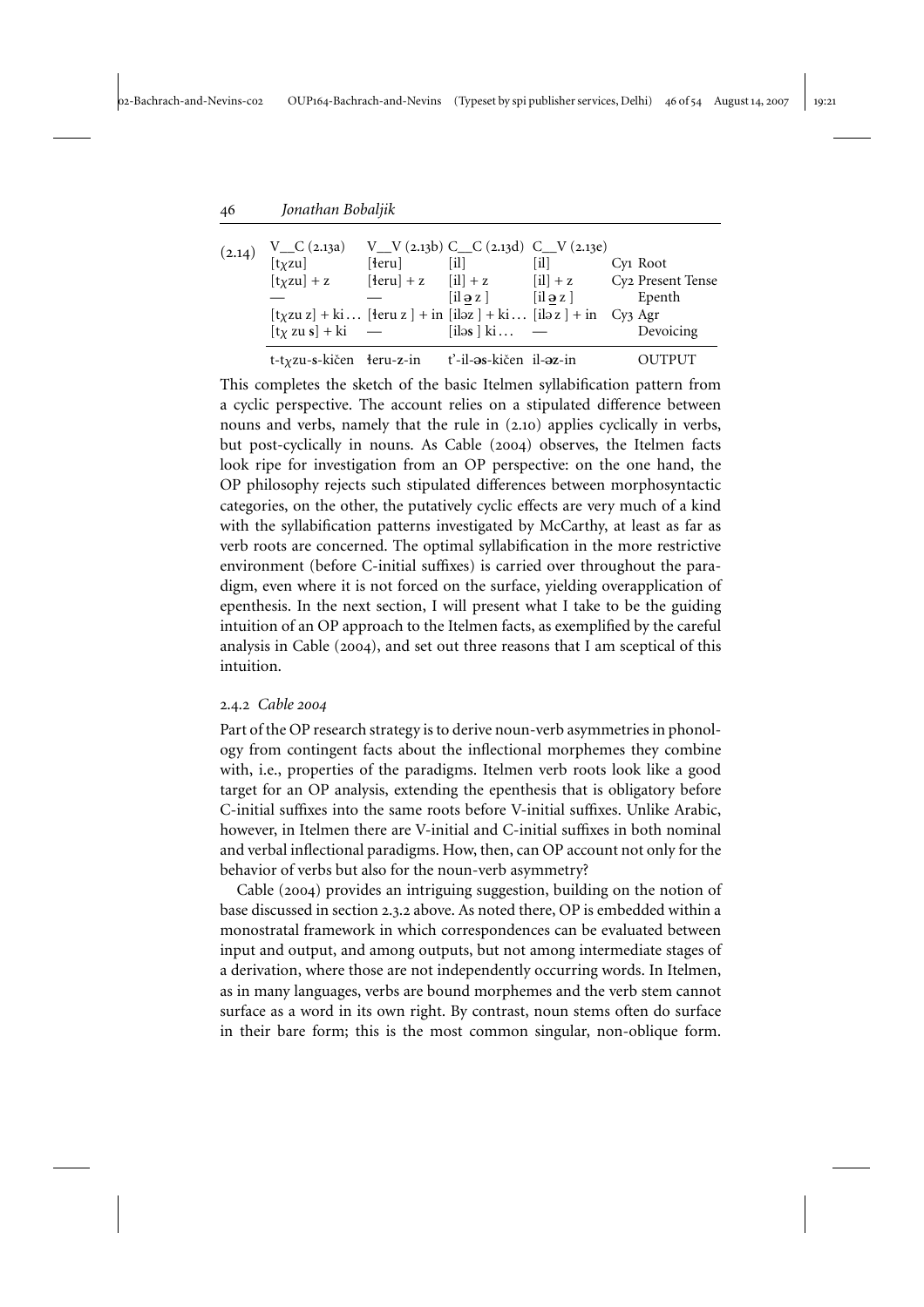(2.14)

| V__C (2.13a) | V__V (2.13b) | C__C (2.13d) | C__V (2.13e) | |
|---|---|---|---|---|
| [tχzu] | [ɬeru] | [il] | [il] | Cy1 Root |
| [tχzu] + z | [ɬeru] + z | [il] + z | [il] + z | Cy2 Present Tense |
| — | — | [il **ə** z ] | [il **ə** z ] | Epenth |
| [tχzu z] + ki… | [ɬeru z ] + in | [iləz ] + ki… | [iləz ] + in | Cy3 Agr |
| [tχ zu **s**] + ki | — | [iləs ] ki… | — | Devoicing |
| t-tχzu-**s**-kičen | ɬeru-z-in | t'-il-**əs**-kičen | il-**əz**-in | OUTPUT |

This completes the sketch of the basic Itelmen syllabification pattern from a cyclic perspective. The account relies on a stipulated difference between nouns and verbs, namely that the rule in (2.10) applies cyclically in verbs, but post-cyclically in nouns. As Cable (2004) observes, the Itelmen facts look ripe for investigation from an OP perspective: on the one hand, the OP philosophy rejects such stipulated differences between morphosyntactic categories, on the other, the putatively cyclic effects are very much of a kind with the syllabification patterns investigated by McCarthy, at least as far as verb roots are concerned. The optimal syllabification in the more restrictive environment (before C-initial suffixes) is carried over throughout the paradigm, even where it is not forced on the surface, yielding overapplication of epenthesis. In the next section, I will present what I take to be the guiding intuition of an OP approach to the Itelmen facts, as exemplified by the careful analysis in Cable (2004), and set out three reasons that I am sceptical of this intuition.

### 2.4.2 *Cable 2004*

Part of the OP research strategy is to derive noun-verb asymmetries in phonology from contingent facts about the inflectional morphemes they combine with, i.e., properties of the paradigms. Itelmen verb roots look like a good target for an OP analysis, extending the epenthesis that is obligatory before C-initial suffixes into the same roots before V-initial suffixes. Unlike Arabic, however, in Itelmen there are V-initial and C-initial suffixes in both nominal and verbal inflectional paradigms. How, then, can OP account not only for the behavior of verbs but also for the noun-verb asymmetry?

Cable (2004) provides an intriguing suggestion, building on the notion of base discussed in section 2.3.2 above. As noted there, OP is embedded within a monostratal framework in which correspondences can be evaluated between input and output, and among outputs, but not among intermediate stages of a derivation, where those are not independently occurring words. In Itelmen, as in many languages, verbs are bound morphemes and the verb stem cannot surface as a word in its own right. By contrast, noun stems often do surface in their bare form; this is the most common singular, non-oblique form.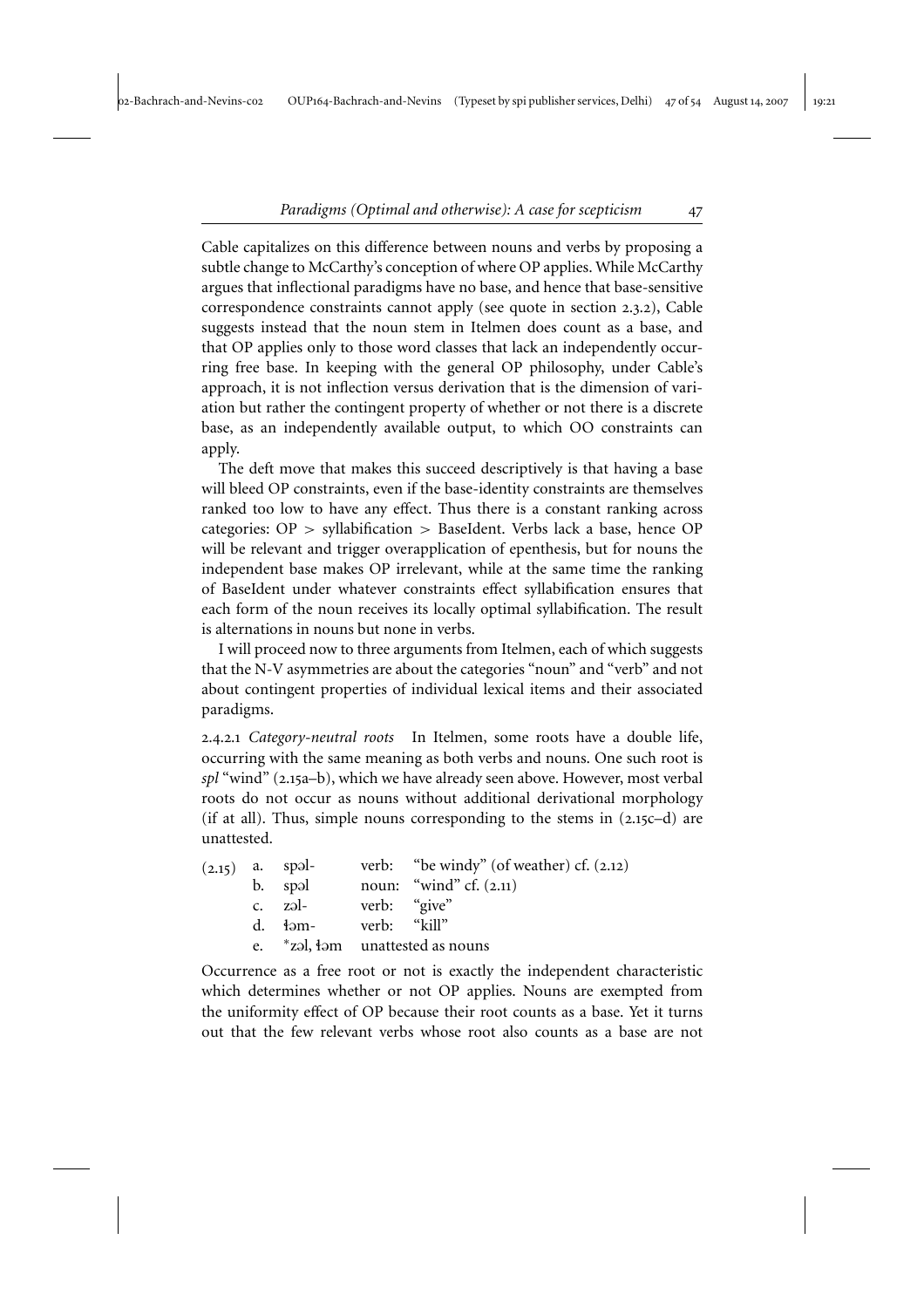Cable capitalizes on this difference between nouns and verbs by proposing a subtle change to McCarthy's conception of where OP applies. While McCarthy argues that inflectional paradigms have no base, and hence that base-sensitive correspondence constraints cannot apply (see quote in section 2.3.2), Cable suggests instead that the noun stem in Itelmen does count as a base, and that OP applies only to those word classes that lack an independently occurring free base. In keeping with the general OP philosophy, under Cable's approach, it is not inflection versus derivation that is the dimension of variation but rather the contingent property of whether or not there is a discrete base, as an independently available output, to which OO constraints can apply.

The deft move that makes this succeed descriptively is that having a base will bleed OP constraints, even if the base-identity constraints are themselves ranked too low to have any effect. Thus there is a constant ranking across categories: OP > syllabification > BaseIdent. Verbs lack a base, hence OP will be relevant and trigger overapplication of epenthesis, but for nouns the independent base makes OP irrelevant, while at the same time the ranking of BaseIdent under whatever constraints effect syllabification ensures that each form of the noun receives its locally optimal syllabification. The result is alternations in nouns but none in verbs.

I will proceed now to three arguments from Itelmen, each of which suggests that the N-V asymmetries are about the categories "noun" and "verb" and not about contingent properties of individual lexical items and their associated paradigms.

2.4.2.1 *Category-neutral roots* In Itelmen, some roots have a double life, occurring with the same meaning as both verbs and nouns. One such root is *spl* "wind" (2.15a–b), which we have already seen above. However, most verbal roots do not occur as nouns without additional derivational morphology (if at all). Thus, simple nouns corresponding to the stems in (2.15c–d) are unattested.

| (2.15) | | | | |
|---|---|---|---|---|
| | a. | spəl- | verb: | "be windy" (of weather) cf. (2.12) |
| | b. | spəl | noun: | "wind" cf. (2.11) |
| | c. | zəl- | verb: | "give" |
| | d. | ɬəm- | verb: | "kill" |
| | e. | *zəl, ɬəm | unattested as nouns | |

Occurrence as a free root or not is exactly the independent characteristic which determines whether or not OP applies. Nouns are exempted from the uniformity effect of OP because their root counts as a base. Yet it turns out that the few relevant verbs whose root also counts as a base are not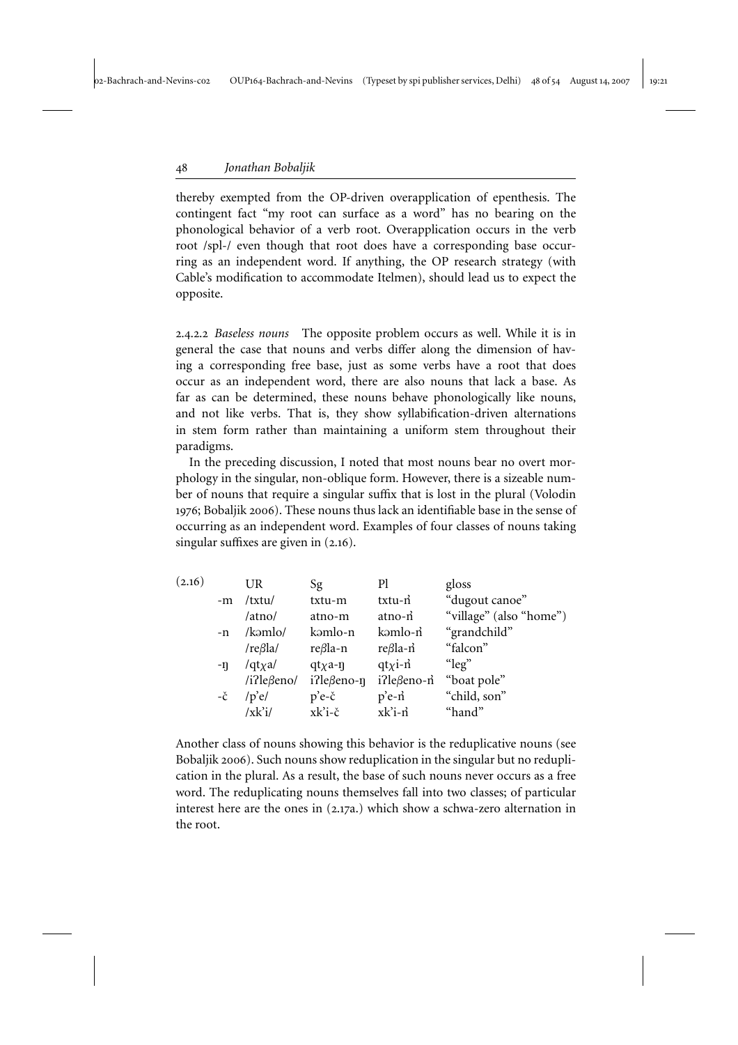thereby exempted from the OP-driven overapplication of epenthesis. The contingent fact "my root can surface as a word" has no bearing on the phonological behavior of a verb root. Overapplication occurs in the verb root /spl-/ even though that root does have a corresponding base occurring as an independent word. If anything, the OP research strategy (with Cable's modification to accommodate Itelmen), should lead us to expect the opposite.

2.4.2.2 *Baseless nouns* The opposite problem occurs as well. While it is in general the case that nouns and verbs differ along the dimension of having a corresponding free base, just as some verbs have a root that does occur as an independent word, there are also nouns that lack a base. As far as can be determined, these nouns behave phonologically like nouns, and not like verbs. That is, they show syllabification-driven alternations in stem form rather than maintaining a uniform stem throughout their paradigms.

In the preceding discussion, I noted that most nouns bear no overt morphology in the singular, non-oblique form. However, there is a sizeable number of nouns that require a singular suffix that is lost in the plural (Volodin 1976; Bobaljik 2006). These nouns thus lack an identifiable base in the sense of occurring as an independent word. Examples of four classes of nouns taking singular suffixes are given in (2.16).

| (2.16) | | UR | Sg | Pl | gloss |
|---|---|---|---|---|---|
| | -m | /txtu/ | txtu-m | txtu-n̓ | "dugout canoe" |
| | | /atno/ | atno-m | atno-n̓ | "village" (also "home") |
| | -n | /kəmlo/ | kəmlo-n | kəmlo-n̓ | "grandchild" |
| | | /reβla/ | reβla-n | reβla-n̓ | "falcon" |
| | -ŋ | /qtχa/ | qtχa-ŋ | qtχi-n̓ | "leg" |
| | | /iʔleβeno/ | iʔleβeno-ŋ | iʔleβeno-n̓ | "boat pole" |
| | -č | /p'e/ | p'e-č | p'e-n̓ | "child, son" |
| | | /xk'i/ | xk'i-č | xk'i-n̓ | "hand" |

Another class of nouns showing this behavior is the reduplicative nouns (see Bobaljik 2006). Such nouns show reduplication in the singular but no reduplication in the plural. As a result, the base of such nouns never occurs as a free word. The reduplicating nouns themselves fall into two classes; of particular interest here are the ones in (2.17a.) which show a schwa-zero alternation in the root.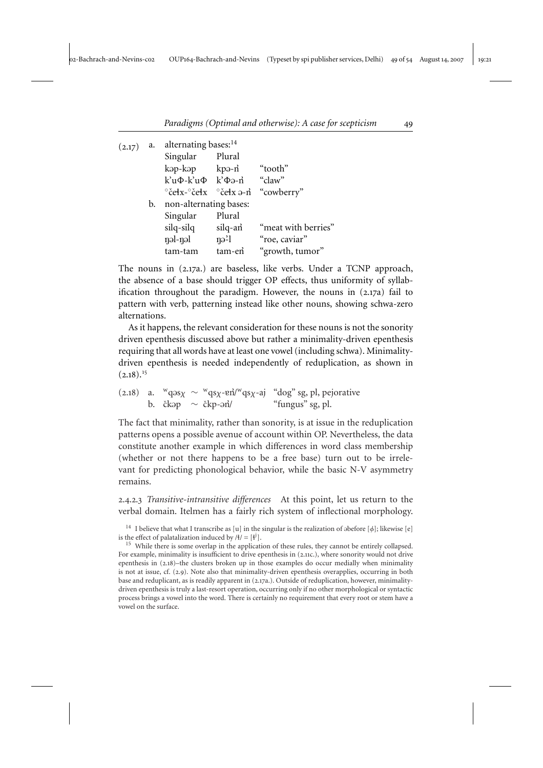(2.17) a. alternating bases:[14]

| Singular | Plural | |
|---|---|---|
| kəp-kəp | kpə-n̓ | "tooth" |
| k'uΦ-k'uΦ | k'Φə-n̓ | "claw" |
| °čeɬx-°čeɬx | °čeɬx ə-n̓ | "cowberry" |

b. non-alternating bases:

| Singular | Plural | |
|---|---|---|
| silq-silq | silq-an̓ | "meat with berries" |
| ŋəl-ŋəl | ŋə-l | "roe, caviar" |
| tam-tam | tam-en̓ | "growth, tumor" |

The nouns in (2.17a.) are baseless, like verbs. Under a TCNP approach, the absence of a base should trigger OP effects, thus uniformity of syllabification throughout the paradigm. However, the nouns in (2.17a) fail to pattern with verb, patterning instead like other nouns, showing schwa-zero alternations.

As it happens, the relevant consideration for these nouns is not the sonority driven epenthesis discussed above but rather a minimality-driven epenthesis requiring that all words have at least one vowel (including schwa). Minimality-driven epenthesis is needed independently of reduplication, as shown in (2.18).[15]

(2.18) a. ʷqəsχ ~ ʷqsχ-ɐn̓/ʷqsχ-aj "dog" sg, pl, pejorative
b. čkəp ~ čkp-ən̓/ "fungus" sg, pl.

The fact that minimality, rather than sonority, is at issue in the reduplication patterns opens a possible avenue of account within OP. Nevertheless, the data constitute another example in which differences in word class membership (whether or not there happens to be a free base) turn out to be irrelevant for predicting phonological behavior, while the basic N-V asymmetry remains.

2.4.2.3 *Transitive-intransitive differences* At this point, let us return to the verbal domain. Itelmen has a fairly rich system of inflectional morphology.

[14] I believe that what I transcribe as [u] in the singular is the realization of ə before [ɸ]; likewise [e] is the effect of palatalization induced by /ɬ/ = [ɬʲ].

[15] While there is some overlap in the application of these rules, they cannot be entirely collapsed. For example, minimality is insufficient to drive epenthesis in (2.11c.), where sonority would not drive epenthesis in (2.18)–the clusters broken up in those examples do occur medially when minimality is not at issue, cf. (2.9). Note also that minimality-driven epenthesis overapplies, occurring in both base and reduplicant, as is readily apparent in (2.17a.). Outside of reduplication, however, minimality-driven epenthesis is truly a last-resort operation, occurring only if no other morphological or syntactic process brings a vowel into the word. There is certainly no requirement that every root or stem have a vowel on the surface.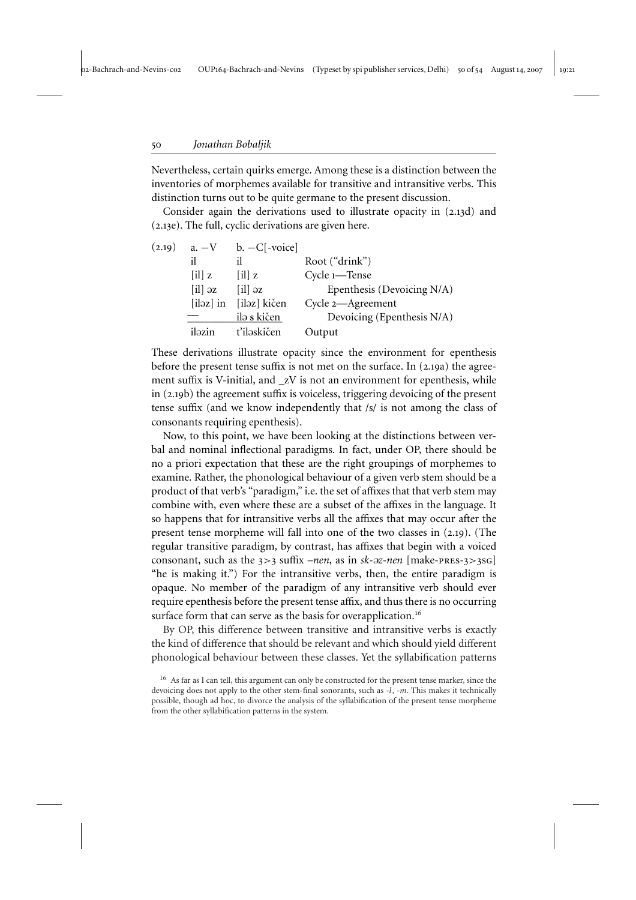Nevertheless, certain quirks emerge. Among these is a distinction between the inventories of morphemes available for transitive and intransitive verbs. This distinction turns out to be quite germane to the present discussion.

Consider again the derivations used to illustrate opacity in (2.13d) and (2.13e). The full, cyclic derivations are given here.

| (2.19) | a. −V | b. −C[-voice] | |
|---|---|---|---|
| | il | il | Root ("drink") |
| | [il] z | [il] z | Cycle 1—Tense |
| | [il] əz | [il] əz | Epenthesis (Devoicing N/A) |
| | [iləz] in | [iləz] kičen | Cycle 2—Agreement |
| | — | ilə s kičen | Devoicing (Epenthesis N/A) |
| | iləzin | t'iləskičen | Output |

These derivations illustrate opacity since the environment for epenthesis before the present tense suffix is not met on the surface. In (2.19a) the agreement suffix is V-initial, and _zV is not an environment for epenthesis, while in (2.19b) the agreement suffix is voiceless, triggering devoicing of the present tense suffix (and we know independently that /s/ is not among the class of consonants requiring epenthesis).

Now, to this point, we have been looking at the distinctions between verbal and nominal inflectional paradigms. In fact, under OP, there should be no a priori expectation that these are the right groupings of morphemes to examine. Rather, the phonological behaviour of a given verb stem should be a product of that verb's "paradigm," i.e. the set of affixes that that verb stem may combine with, even where these are a subset of the affixes in the language. It so happens that for intransitive verbs all the affixes that may occur after the present tense morpheme will fall into one of the two classes in (2.19). (The regular transitive paradigm, by contrast, has affixes that begin with a voiced consonant, such as the 3>3 suffix *–nen*, as in *sk-əz-nen* [make-PRES-3>3SG] "he is making it.") For the intransitive verbs, then, the entire paradigm is opaque. No member of the paradigm of any intransitive verb should ever require epenthesis before the present tense affix, and thus there is no occurring surface form that can serve as the basis for overapplication.[16]

By OP, this difference between transitive and intransitive verbs is exactly the kind of difference that should be relevant and which should yield different phonological behaviour between these classes. Yet the syllabification patterns

[16] As far as I can tell, this argument can only be constructed for the present tense marker, since the devoicing does not apply to the other stem-final sonorants, such as *-l*, *-m*. This makes it technically possible, though ad hoc, to divorce the analysis of the syllabification of the present tense morpheme from the other syllabification patterns in the system.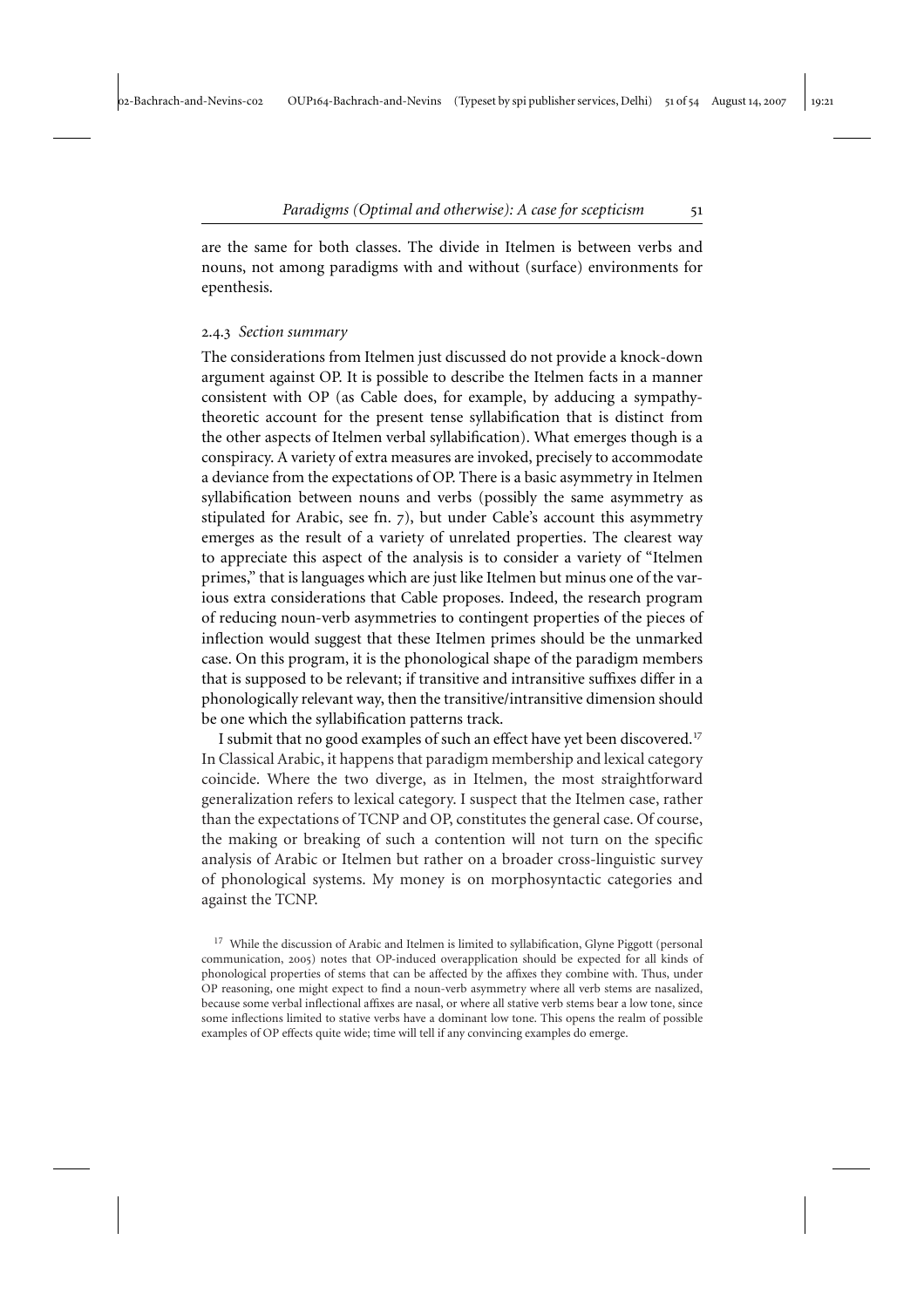are the same for both classes. The divide in Itelmen is between verbs and nouns, not among paradigms with and without (surface) environments for epenthesis.

### 2.4.3 *Section summary*

The considerations from Itelmen just discussed do not provide a knock-down argument against OP. It is possible to describe the Itelmen facts in a manner consistent with OP (as Cable does, for example, by adducing a sympathy-theoretic account for the present tense syllabification that is distinct from the other aspects of Itelmen verbal syllabification). What emerges though is a conspiracy. A variety of extra measures are invoked, precisely to accommodate a deviance from the expectations of OP. There is a basic asymmetry in Itelmen syllabification between nouns and verbs (possibly the same asymmetry as stipulated for Arabic, see fn. 7), but under Cable's account this asymmetry emerges as the result of a variety of unrelated properties. The clearest way to appreciate this aspect of the analysis is to consider a variety of "Itelmen primes," that is languages which are just like Itelmen but minus one of the various extra considerations that Cable proposes. Indeed, the research program of reducing noun-verb asymmetries to contingent properties of the pieces of inflection would suggest that these Itelmen primes should be the unmarked case. On this program, it is the phonological shape of the paradigm members that is supposed to be relevant; if transitive and intransitive suffixes differ in a phonologically relevant way, then the transitive/intransitive dimension should be one which the syllabification patterns track.

I submit that no good examples of such an effect have yet been discovered.[17] In Classical Arabic, it happens that paradigm membership and lexical category coincide. Where the two diverge, as in Itelmen, the most straightforward generalization refers to lexical category. I suspect that the Itelmen case, rather than the expectations of TCNP and OP, constitutes the general case. Of course, the making or breaking of such a contention will not turn on the specific analysis of Arabic or Itelmen but rather on a broader cross-linguistic survey of phonological systems. My money is on morphosyntactic categories and against the TCNP.

[17] While the discussion of Arabic and Itelmen is limited to syllabification, Glyne Piggott (personal communication, 2005) notes that OP-induced overapplication should be expected for all kinds of phonological properties of stems that can be affected by the affixes they combine with. Thus, under OP reasoning, one might expect to find a noun-verb asymmetry where all verb stems are nasalized, because some verbal inflectional affixes are nasal, or where all stative verb stems bear a low tone, since some inflections limited to stative verbs have a dominant low tone. This opens the realm of possible examples of OP effects quite wide; time will tell if any convincing examples do emerge.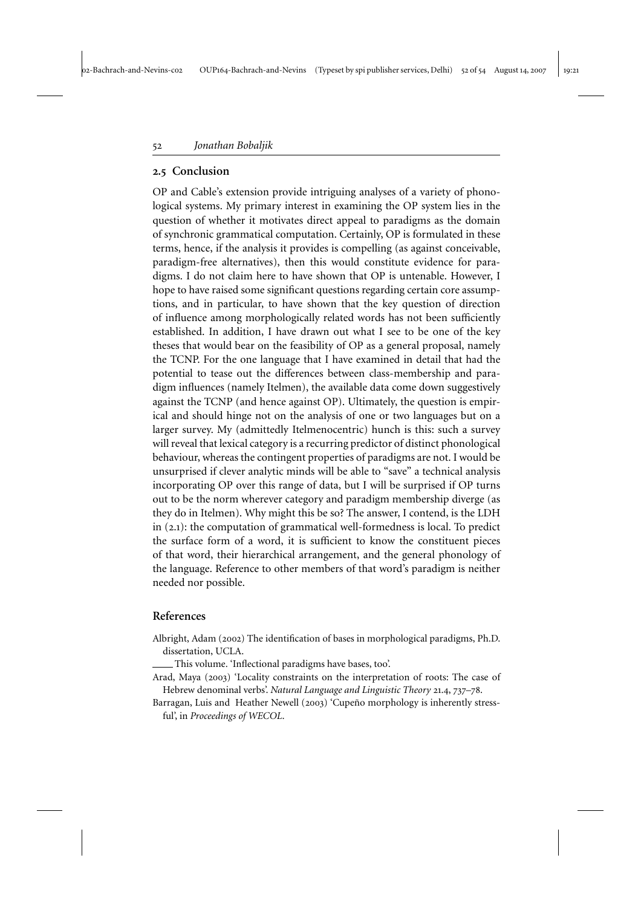## 2.5 Conclusion

OP and Cable's extension provide intriguing analyses of a variety of phonological systems. My primary interest in examining the OP system lies in the question of whether it motivates direct appeal to paradigms as the domain of synchronic grammatical computation. Certainly, OP is formulated in these terms, hence, if the analysis it provides is compelling (as against conceivable, paradigm-free alternatives), then this would constitute evidence for paradigms. I do not claim here to have shown that OP is untenable. However, I hope to have raised some significant questions regarding certain core assumptions, and in particular, to have shown that the key question of direction of influence among morphologically related words has not been sufficiently established. In addition, I have drawn out what I see to be one of the key theses that would bear on the feasibility of OP as a general proposal, namely the TCNP. For the one language that I have examined in detail that had the potential to tease out the differences between class-membership and paradigm influences (namely Itelmen), the available data come down suggestively against the TCNP (and hence against OP). Ultimately, the question is empirical and should hinge not on the analysis of one or two languages but on a larger survey. My (admittedly Itelmenocentric) hunch is this: such a survey will reveal that lexical category is a recurring predictor of distinct phonological behaviour, whereas the contingent properties of paradigms are not. I would be unsurprised if clever analytic minds will be able to "save" a technical analysis incorporating OP over this range of data, but I will be surprised if OP turns out to be the norm wherever category and paradigm membership diverge (as they do in Itelmen). Why might this be so? The answer, I contend, is the LDH in (2.1): the computation of grammatical well-formedness is local. To predict the surface form of a word, it is sufficient to know the constituent pieces of that word, their hierarchical arrangement, and the general phonology of the language. Reference to other members of that word's paradigm is neither needed nor possible.

## References

Albright, Adam (2002) The identification of bases in morphological paradigms, Ph.D. dissertation, UCLA.

——— This volume. 'Inflectional paradigms have bases, too'.

Arad, Maya (2003) 'Locality constraints on the interpretation of roots: The case of Hebrew denominal verbs'. *Natural Language and Linguistic Theory* 21.4, 737–78.

Barragan, Luis and Heather Newell (2003) 'Cupeño morphology is inherently stressful', in *Proceedings of WECOL*.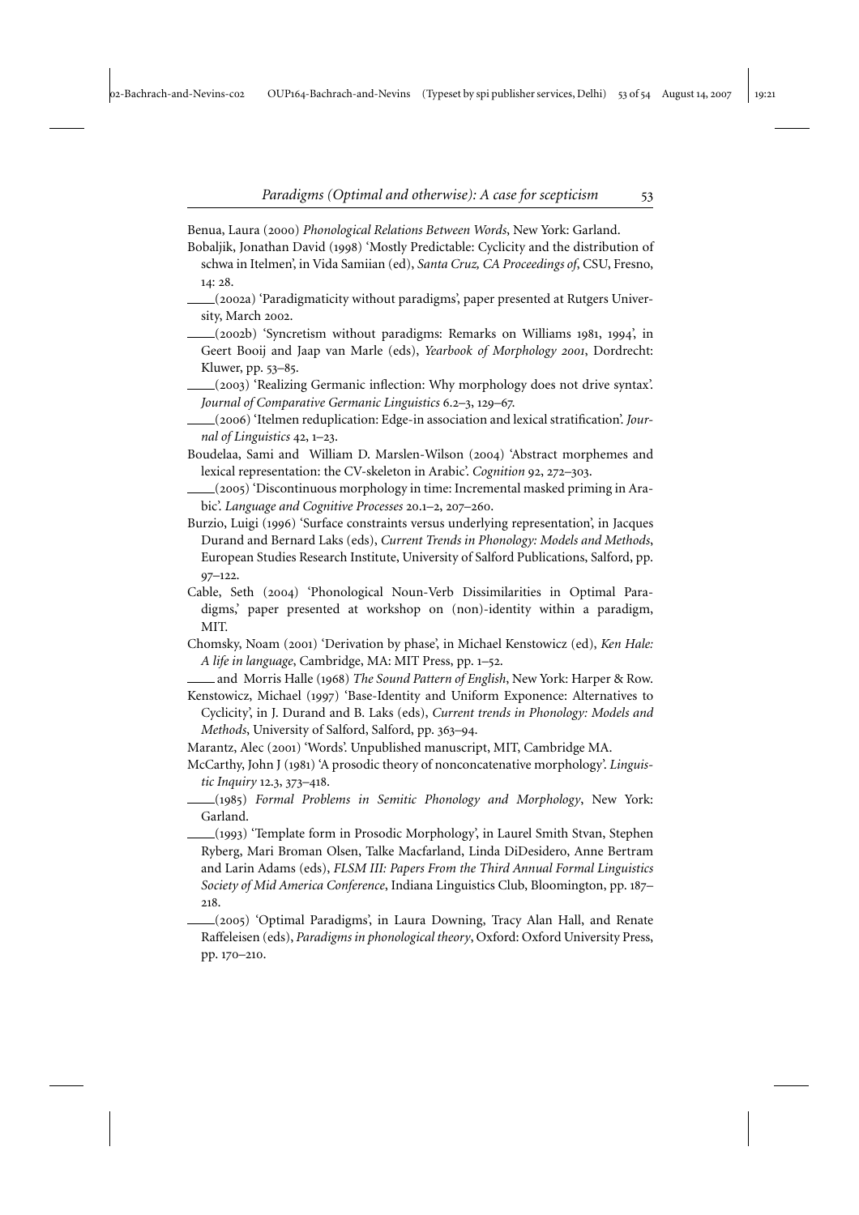Benua, Laura (2000) *Phonological Relations Between Words*, New York: Garland.

Bobaljik, Jonathan David (1998) 'Mostly Predictable: Cyclicity and the distribution of schwa in Itelmen', in Vida Samiian (ed), *Santa Cruz, CA Proceedings of*, CSU, Fresno, 14: 28.

—— (2002a) 'Paradigmaticity without paradigms', paper presented at Rutgers University, March 2002.

—— (2002b) 'Syncretism without paradigms: Remarks on Williams 1981, 1994', in Geert Booij and Jaap van Marle (eds), *Yearbook of Morphology 2001*, Dordrecht: Kluwer, pp. 53–85.

—— (2003) 'Realizing Germanic inflection: Why morphology does not drive syntax'. *Journal of Comparative Germanic Linguistics* 6.2–3, 129–67.

—— (2006) 'Itelmen reduplication: Edge-in association and lexical stratification'. *Journal of Linguistics* 42, 1–23.

Boudelaa, Sami and William D. Marslen-Wilson (2004) 'Abstract morphemes and lexical representation: the CV-skeleton in Arabic'. *Cognition* 92, 272–303.

—— (2005) 'Discontinuous morphology in time: Incremental masked priming in Arabic'. *Language and Cognitive Processes* 20.1–2, 207–260.

Burzio, Luigi (1996) 'Surface constraints versus underlying representation', in Jacques Durand and Bernard Laks (eds), *Current Trends in Phonology: Models and Methods*, European Studies Research Institute, University of Salford Publications, Salford, pp. 97–122.

Cable, Seth (2004) 'Phonological Noun-Verb Dissimilarities in Optimal Paradigms,' paper presented at workshop on (non)-identity within a paradigm, MIT.

Chomsky, Noam (2001) 'Derivation by phase', in Michael Kenstowicz (ed), *Ken Hale: A life in language*, Cambridge, MA: MIT Press, pp. 1–52.

—— and Morris Halle (1968) *The Sound Pattern of English*, New York: Harper & Row.

Kenstowicz, Michael (1997) 'Base-Identity and Uniform Exponence: Alternatives to Cyclicity', in J. Durand and B. Laks (eds), *Current trends in Phonology: Models and Methods*, University of Salford, Salford, pp. 363–94.

Marantz, Alec (2001) 'Words'. Unpublished manuscript, MIT, Cambridge MA.

McCarthy, John J (1981) 'A prosodic theory of nonconcatenative morphology'. *Linguistic Inquiry* 12.3, 373–418.

—— (1985) *Formal Problems in Semitic Phonology and Morphology*, New York: Garland.

—— (1993) 'Template form in Prosodic Morphology', in Laurel Smith Stvan, Stephen Ryberg, Mari Broman Olsen, Talke Macfarland, Linda DiDesidero, Anne Bertram and Larin Adams (eds), *FLSM III: Papers From the Third Annual Formal Linguistics Society of Mid America Conference*, Indiana Linguistics Club, Bloomington, pp. 187–218.

—— (2005) 'Optimal Paradigms', in Laura Downing, Tracy Alan Hall, and Renate Raffeleisen (eds), *Paradigms in phonological theory*, Oxford: Oxford University Press, pp. 170–210.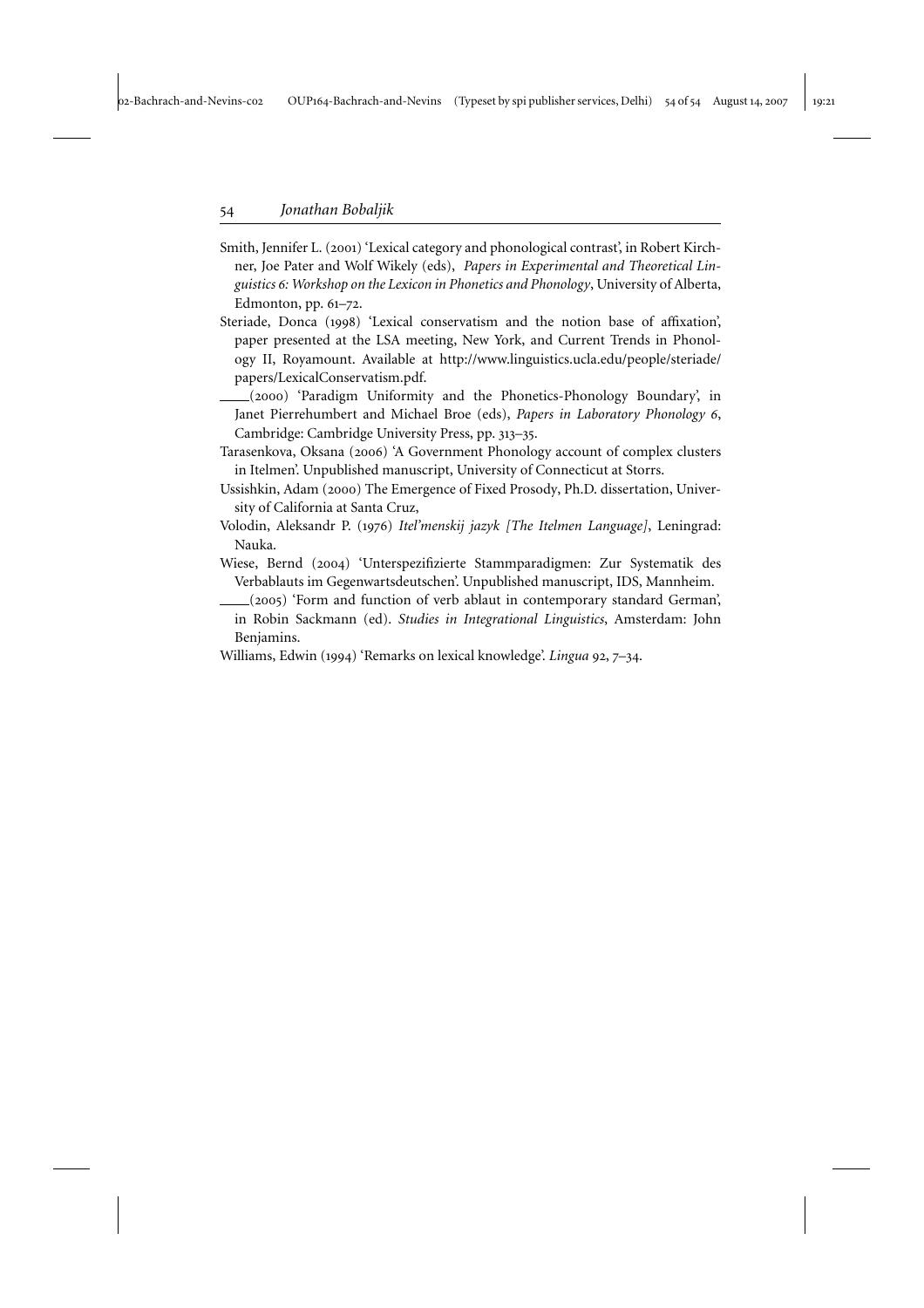Smith, Jennifer L. (2001) 'Lexical category and phonological contrast', in Robert Kirchner, Joe Pater and Wolf Wikely (eds), *Papers in Experimental and Theoretical Linguistics 6: Workshop on the Lexicon in Phonetics and Phonology*, University of Alberta, Edmonton, pp. 61–72.

Steriade, Donca (1998) 'Lexical conservatism and the notion base of affixation', paper presented at the LSA meeting, New York, and Current Trends in Phonology II, Royamount. Available at http://www.linguistics.ucla.edu/people/steriade/papers/LexicalConservatism.pdf.

____(2000) 'Paradigm Uniformity and the Phonetics-Phonology Boundary', in Janet Pierrehumbert and Michael Broe (eds), *Papers in Laboratory Phonology 6*, Cambridge: Cambridge University Press, pp. 313–35.

Tarasenkova, Oksana (2006) 'A Government Phonology account of complex clusters in Itelmen'. Unpublished manuscript, University of Connecticut at Storrs.

Ussishkin, Adam (2000) The Emergence of Fixed Prosody, Ph.D. dissertation, University of California at Santa Cruz,

Volodin, Aleksandr P. (1976) *Itel'menskij jazyk [The Itelmen Language]*, Leningrad: Nauka.

Wiese, Bernd (2004) 'Unterspezifizierte Stammparadigmen: Zur Systematik des Verbablauts im Gegenwartsdeutschen'. Unpublished manuscript, IDS, Mannheim.

____(2005) 'Form and function of verb ablaut in contemporary standard German', in Robin Sackmann (ed). *Studies in Integrational Linguistics*, Amsterdam: John Benjamins.

Williams, Edwin (1994) 'Remarks on lexical knowledge'. *Lingua* 92, 7–34.